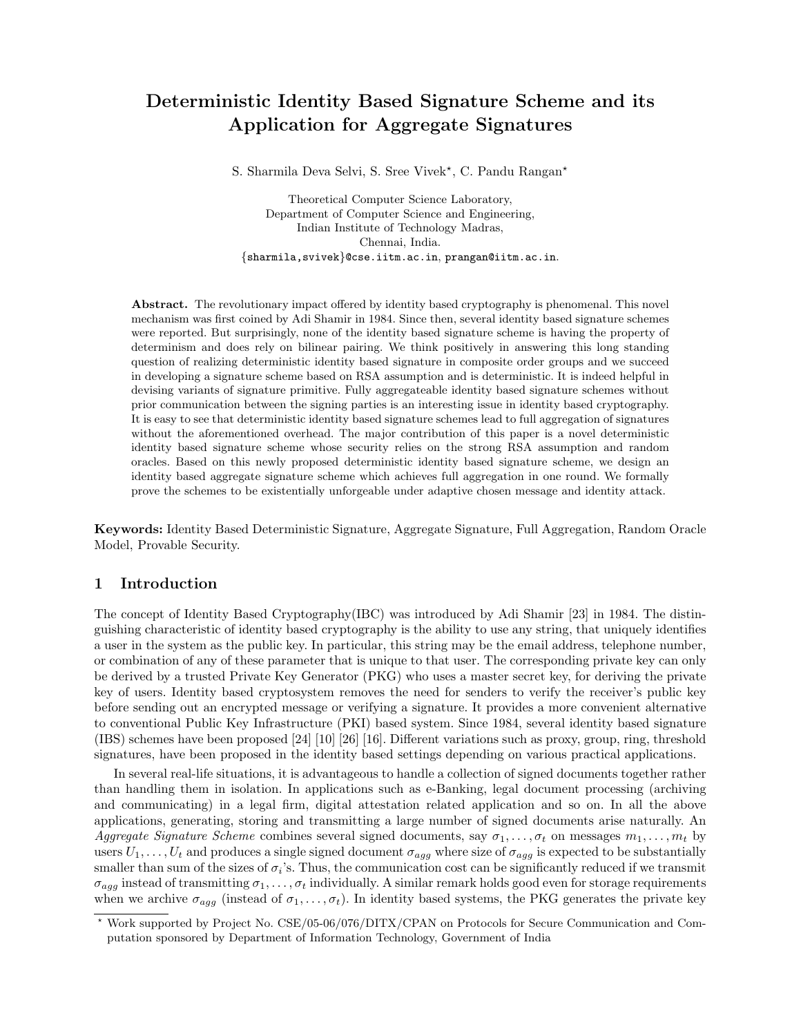# Deterministic Identity Based Signature Scheme and its Application for Aggregate Signatures

S. Sharmila Deva Selvi, S. Sree Vivek*, C. Pandu Rangan*

Theoretical Computer Science Laboratory,
Department of Computer Science and Engineering,
Indian Institute of Technology Madras,
Chennai, India.
{sharmila,svivek}@cse.iitm.ac.in, prangan@iitm.ac.in.

**Abstract.** The revolutionary impact offered by identity based cryptography is phenomenal. This novel mechanism was first coined by Adi Shamir in 1984. Since then, several identity based signature schemes were reported. But surprisingly, none of the identity based signature scheme is having the property of determinism and does rely on bilinear pairing. We think positively in answering this long standing question of realizing deterministic identity based signature in composite order groups and we succeed in developing a signature scheme based on RSA assumption and is deterministic. It is indeed helpful in devising variants of signature primitive. Fully aggregateable identity based signature schemes without prior communication between the signing parties is an interesting issue in identity based cryptography. It is easy to see that deterministic identity based signature schemes lead to full aggregation of signatures without the aforementioned overhead. The major contribution of this paper is a novel deterministic identity based signature scheme whose security relies on the strong RSA assumption and random oracles. Based on this newly proposed deterministic identity based signature scheme, we design an identity based aggregate signature scheme which achieves full aggregation in one round. We formally prove the schemes to be existentially unforgeable under adaptive chosen message and identity attack.

**Keywords:** Identity Based Deterministic Signature, Aggregate Signature, Full Aggregation, Random Oracle Model, Provable Security.

## 1 Introduction

The concept of Identity Based Cryptography(IBC) was introduced by Adi Shamir [23] in 1984. The distinguishing characteristic of identity based cryptography is the ability to use any string, that uniquely identifies a user in the system as the public key. In particular, this string may be the email address, telephone number, or combination of any of these parameter that is unique to that user. The corresponding private key can only be derived by a trusted Private Key Generator (PKG) who uses a master secret key, for deriving the private key of users. Identity based cryptosystem removes the need for senders to verify the receiver's public key before sending out an encrypted message or verifying a signature. It provides a more convenient alternative to conventional Public Key Infrastructure (PKI) based system. Since 1984, several identity based signature (IBS) schemes have been proposed [24] [10] [26] [16]. Different variations such as proxy, group, ring, threshold signatures, have been proposed in the identity based settings depending on various practical applications.

In several real-life situations, it is advantageous to handle a collection of signed documents together rather than handling them in isolation. In applications such as e-Banking, legal document processing (archiving and communicating) in a legal firm, digital attestation related application and so on. In all the above applications, generating, storing and transmitting a large number of signed documents arise naturally. An *Aggregate Signature Scheme* combines several signed documents, say $\sigma_1, \ldots, \sigma_t$ on messages $m_1, \ldots, m_t$ by users $U_1, \ldots, U_t$ and produces a single signed document $\sigma_{agg}$ where size of $\sigma_{agg}$ is expected to be substantially smaller than sum of the sizes of $\sigma_i$'s. Thus, the communication cost can be significantly reduced if we transmit $\sigma_{agg}$ instead of transmitting $\sigma_1, \ldots, \sigma_t$ individually. A similar remark holds good even for storage requirements when we archive $\sigma_{agg}$ (instead of $\sigma_1, \ldots, \sigma_t$). In identity based systems, the PKG generates the private key

* Work supported by Project No. CSE/05-06/076/DITX/CPAN on Protocols for Secure Communication and Computation sponsored by Department of Information Technology, Government of India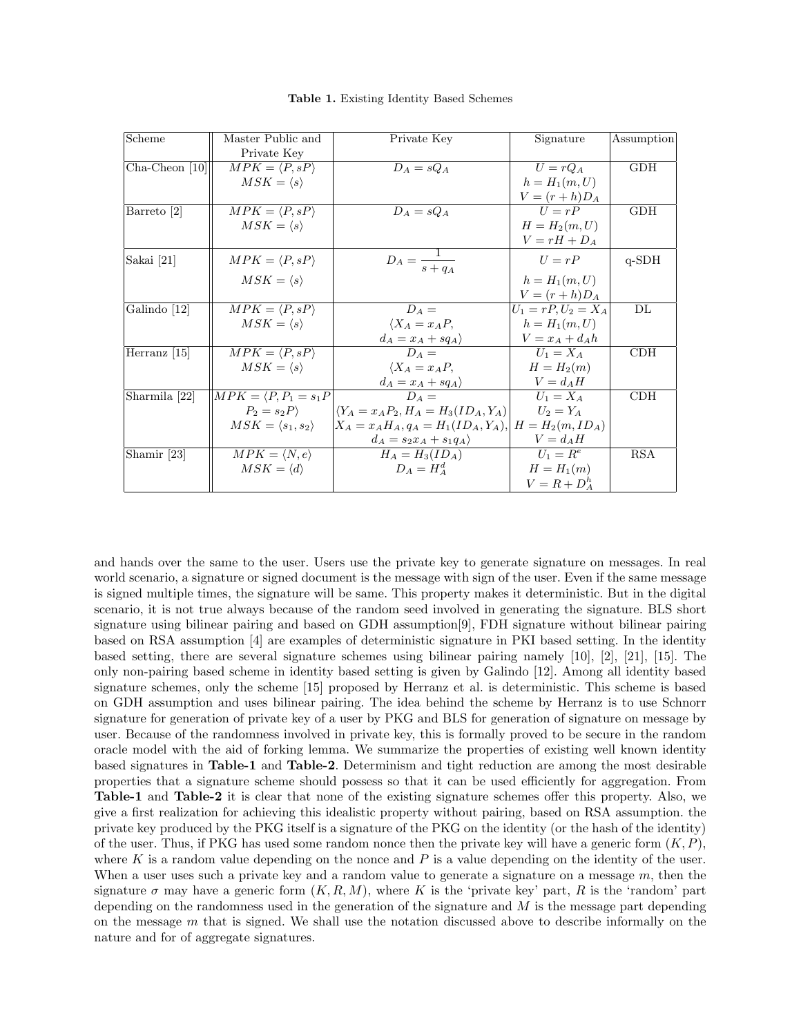**Table 1.** Existing Identity Based Schemes

| Scheme | Master Public and Private Key | Private Key | Signature | Assumption |
|---|---|---|---|---|
| Cha-Cheon [10] | $MPK = \langle P, sP\rangle$ <br> $MSK = \langle s\rangle$ | $D_A = sQ_A$ | $U = rQ_A$ <br> $h = H_1(m, U)$ <br> $V = (r + h)D_A$ | GDH |
| Barreto [2] | $MPK = \langle P, sP\rangle$ <br> $MSK = \langle s\rangle$ | $D_A = sQ_A$ | $U = rP$ <br> $H = H_2(m, U)$ <br> $V = rH + D_A$ | GDH |
| Sakai [21] | $MPK = \langle P, sP\rangle$ <br> $MSK = \langle s\rangle$ | $D_A = \frac{1}{s + q_A}$ | $U = rP$ <br> $h = H_1(m, U)$ <br> $V = (r + h)D_A$ | q-SDH |
| Galindo [12] | $MPK = \langle P, sP\rangle$ <br> $MSK = \langle s\rangle$ | $D_A =$ <br> $\langle X_A = x_AP,$ <br> $d_A = x_A + sq_A\rangle$ | $U_1 = rP, U_2 = X_A$ <br> $h = H_1(m, U)$ <br> $V = x_A + d_Ah$ | DL |
| Herranz [15] | $MPK = \langle P, sP\rangle$ <br> $MSK = \langle s\rangle$ | $D_A =$ <br> $\langle X_A = x_AP,$ <br> $d_A = x_A + sq_A\rangle$ | $U_1 = X_A$ <br> $H = H_2(m)$ <br> $V = d_AH$ | CDH |
| Sharmila [22] | $MPK = \langle P, P_1 = s_1P$ <br> $P_2 = s_2P\rangle$ <br> $MSK = \langle s_1, s_2\rangle$ | $D_A =$ <br> $\langle Y_A = x_AP_2, H_A = H_3(ID_A, Y_A)$ <br> $X_A = x_AH_A, q_A = H_1(ID_A, Y_A),$ <br> $d_A = s_2x_A + s_1q_A\rangle$ | $U_1 = X_A$ <br> $U_2 = Y_A$ <br> $H = H_2(m, ID_A)$ <br> $V = d_AH$ | CDH |
| Shamir [23] | $MPK = \langle N, e\rangle$ <br> $MSK = \langle d\rangle$ | $H_A = H_3(ID_A)$ <br> $D_A = H_A^d$ | $U_1 = R^e$ <br> $H = H_1(m)$ <br> $V = R + D_A^h$ | RSA |

and hands over the same to the user. Users use the private key to generate signature on messages. In real world scenario, a signature or signed document is the message with sign of the user. Even if the same message is signed multiple times, the signature will be same. This property makes it deterministic. But in the digital scenario, it is not true always because of the random seed involved in generating the signature. BLS short signature using bilinear pairing and based on GDH assumption[9], FDH signature without bilinear pairing based on RSA assumption [4] are examples of deterministic signature in PKI based setting. In the identity based setting, there are several signature schemes using bilinear pairing namely [10], [2], [21], [15]. The only non-pairing based scheme in identity based setting is given by Galindo [12]. Among all identity based signature schemes, only the scheme [15] proposed by Herranz et al. is deterministic. This scheme is based on GDH assumption and uses bilinear pairing. The idea behind the scheme by Herranz is to use Schnorr signature for generation of private key of a user by PKG and BLS for generation of signature on message by user. Because of the randomness involved in private key, this is formally proved to be secure in the random oracle model with the aid of forking lemma. We summarize the properties of existing well known identity based signatures in **Table-1** and **Table-2**. Determinism and tight reduction are among the most desirable properties that a signature scheme should possess so that it can be used efficiently for aggregation. From **Table-1** and **Table-2** it is clear that none of the existing signature schemes offer this property. Also, we give a first realization for achieving this idealistic property without pairing, based on RSA assumption. the private key produced by the PKG itself is a signature of the PKG on the identity (or the hash of the identity) of the user. Thus, if PKG has used some random nonce then the private key will have a generic form $(K, P)$, where $K$ is a random value depending on the nonce and $P$ is a value depending on the identity of the user. When a user uses such a private key and a random value to generate a signature on a message $m$, then the signature $\sigma$ may have a generic form $(K, R, M)$, where $K$ is the 'private key' part, $R$ is the 'random' part depending on the randomness used in the generation of the signature and $M$ is the message part depending on the message $m$ that is signed. We shall use the notation discussed above to describe informally on the nature and for of aggregate signatures.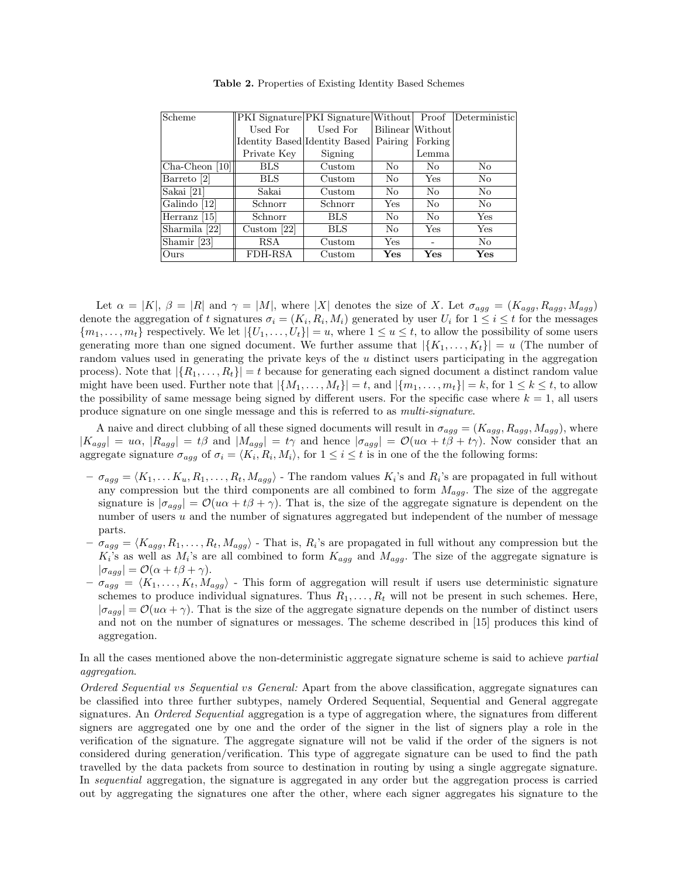**Table 2.** Properties of Existing Identity Based Schemes

| Scheme | PKI Signature Used For Identity Based Private Key | PKI Signature Used For Identity Based Signing | Without Bilinear Pairing | Proof Without Forking Lemma | Deterministic |
|---|---|---|---|---|---|
| Cha-Cheon [10] | BLS | Custom | No | No | No |
| Barreto [2] | BLS | Custom | No | Yes | No |
| Sakai [21] | Sakai | Custom | No | No | No |
| Galindo [12] | Schnorr | Schnorr | Yes | No | No |
| Herranz [15] | Schnorr | BLS | No | No | Yes |
| Sharmila [22] | Custom [22] | BLS | No | Yes | Yes |
| Shamir [23] | RSA | Custom | Yes | - | No |
| Ours | FDH-RSA | Custom | **Yes** | **Yes** | **Yes** |

Let $\alpha = |K|$, $\beta = |R|$ and $\gamma = |M|$, where $|X|$ denotes the size of $X$. Let $\sigma_{agg} = (K_{agg}, R_{agg}, M_{agg})$ denote the aggregation of $t$ signatures $\sigma_i = (K_i, R_i, M_i)$ generated by user $U_i$ for $1 \leq i \leq t$ for the messages $\{m_1, \ldots, m_t\}$ respectively. We let $|\{U_1, \ldots, U_t\}| = u$, where $1 \leq u \leq t$, to allow the possibility of some users generating more than one signed document. We further assume that $|\{K_1, \ldots, K_t\}| = u$ (The number of random values used in generating the private keys of the $u$ distinct users participating in the aggregation process). Note that $|\{R_1, \ldots, R_t\}| = t$ because for generating each signed document a distinct random value might have been used. Further note that $|\{M_1, \ldots, M_t\}| = t$, and $|\{m_1, \ldots, m_t\}| = k$, for $1 \leq k \leq t$, to allow the possibility of same message being signed by different users. For the specific case where $k = 1$, all users produce signature on one single message and this is referred to as *multi-signature*.

A naive and direct clubbing of all these signed documents will result in $\sigma_{agg} = (K_{agg}, R_{agg}, M_{agg})$, where $|K_{agg}| = u\alpha$, $|R_{agg}| = t\beta$ and $|M_{agg}| = t\gamma$ and hence $|\sigma_{agg}| = \mathcal{O}(u\alpha + t\beta + t\gamma)$. Now consider that an aggregate signature $\sigma_{agg}$ of $\sigma_i = \langle K_i, R_i, M_i \rangle$, for $1 \leq i \leq t$ is in one of the the following forms:

- $\sigma_{agg} = \langle K_1, \ldots K_u, R_1, \ldots, R_t, M_{agg} \rangle$ - The random values $K_i$'s and $R_i$'s are propagated in full without any compression but the third components are all combined to form $M_{agg}$. The size of the aggregate signature is $|\sigma_{agg}| = \mathcal{O}(u\alpha + t\beta + \gamma)$. That is, the size of the aggregate signature is dependent on the number of users $u$ and the number of signatures aggregated but independent of the number of message parts.
- $\sigma_{agg} = \langle K_{agg}, R_1, \ldots, R_t, M_{agg} \rangle$ - That is, $R_i$'s are propagated in full without any compression but the $K_i$'s as well as $M_i$'s are all combined to form $K_{agg}$ and $M_{agg}$. The size of the aggregate signature is $|\sigma_{agg}| = \mathcal{O}(\alpha + t\beta + \gamma)$.
- $\sigma_{agg} = \langle K_1, \ldots, K_t, M_{agg} \rangle$ - This form of aggregation will result if users use deterministic signature schemes to produce individual signatures. Thus $R_1, \ldots, R_t$ will not be present in such schemes. Here, $|\sigma_{agg}| = \mathcal{O}(u\alpha + \gamma)$. That is the size of the aggregate signature depends on the number of distinct users and not on the number of signatures or messages. The scheme described in [15] produces this kind of aggregation.

In all the cases mentioned above the non-deterministic aggregate signature scheme is said to achieve *partial aggregation*.

*Ordered Sequential vs Sequential vs General:* Apart from the above classification, aggregate signatures can be classified into three further subtypes, namely Ordered Sequential, Sequential and General aggregate signatures. An *Ordered Sequential* aggregation is a type of aggregation where, the signatures from different signers are aggregated one by one and the order of the signer in the list of signers play a role in the verification of the signature. The aggregate signature will not be valid if the order of the signers is not considered during generation/verification. This type of aggregate signature can be used to find the path travelled by the data packets from source to destination in routing by using a single aggregate signature. In *sequential* aggregation, the signature is aggregated in any order but the aggregation process is carried out by aggregating the signatures one after the other, where each signer aggregates his signature to the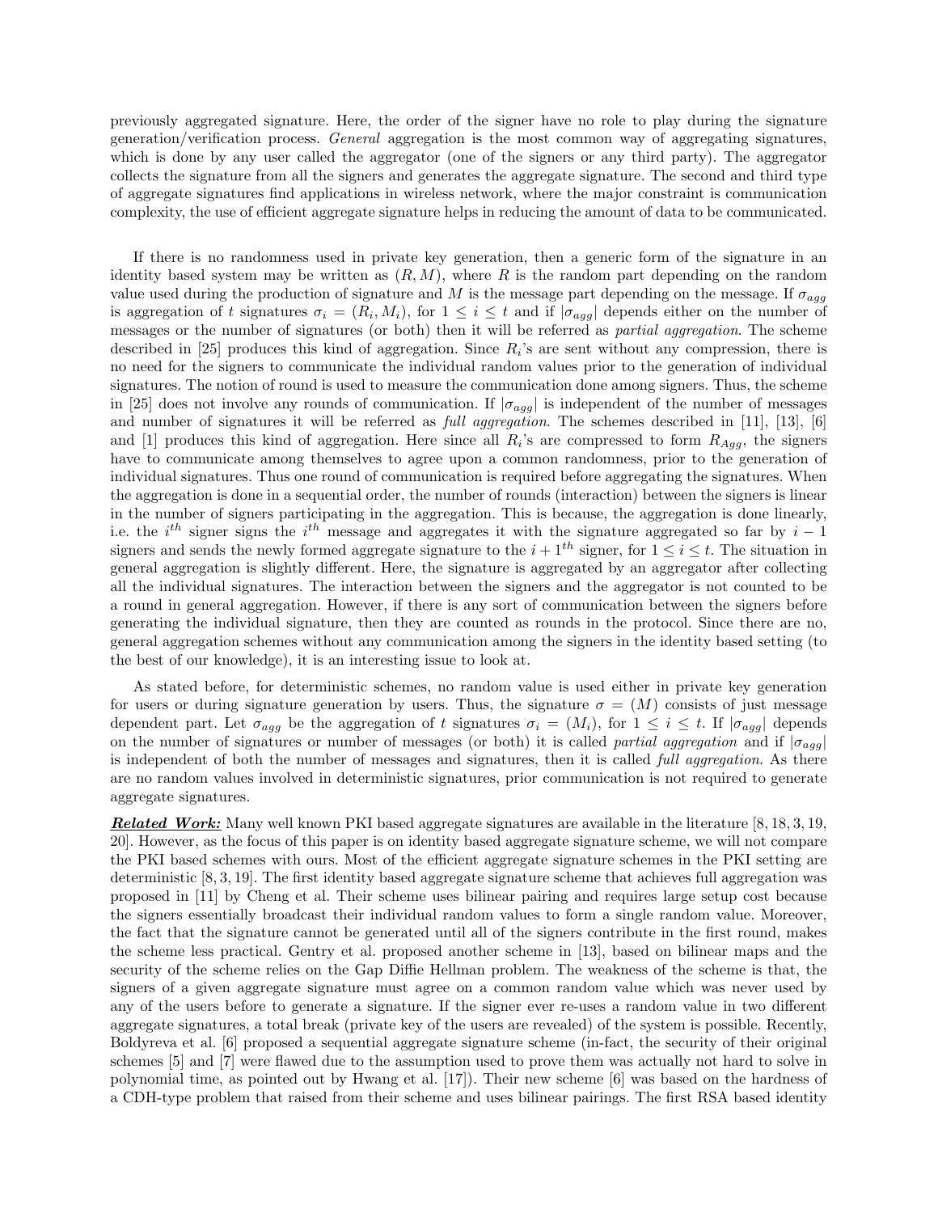previously aggregated signature. Here, the order of the signer have no role to play during the signature generation/verification process. *General* aggregation is the most common way of aggregating signatures, which is done by any user called the aggregator (one of the signers or any third party). The aggregator collects the signature from all the signers and generates the aggregate signature. The second and third type of aggregate signatures find applications in wireless network, where the major constraint is communication complexity, the use of efficient aggregate signature helps in reducing the amount of data to be communicated.

If there is no randomness used in private key generation, then a generic form of the signature in an identity based system may be written as $(R, M)$, where $R$ is the random part depending on the random value used during the production of signature and $M$ is the message part depending on the message. If $\sigma_{agg}$ is aggregation of $t$ signatures $\sigma_i = (R_i, M_i)$, for $1 \leq i \leq t$ and if $|\sigma_{agg}|$ depends either on the number of messages or the number of signatures (or both) then it will be referred as *partial aggregation*. The scheme described in [25] produces this kind of aggregation. Since $R_i$'s are sent without any compression, there is no need for the signers to communicate the individual random values prior to the generation of individual signatures. The notion of round is used to measure the communication done among signers. Thus, the scheme in [25] does not involve any rounds of communication. If $|\sigma_{agg}|$ is independent of the number of messages and number of signatures it will be referred as *full aggregation*. The schemes described in [11], [13], [6] and [1] produces this kind of aggregation. Here since all $R_i$'s are compressed to form $R_{Agg}$, the signers have to communicate among themselves to agree upon a common randomness, prior to the generation of individual signatures. Thus one round of communication is required before aggregating the signatures. When the aggregation is done in a sequential order, the number of rounds (interaction) between the signers is linear in the number of signers participating in the aggregation. This is because, the aggregation is done linearly, i.e. the $i^{th}$ signer signs the $i^{th}$ message and aggregates it with the signature aggregated so far by $i-1$ signers and sends the newly formed aggregate signature to the $i+1^{th}$ signer, for $1 \leq i \leq t$. The situation in general aggregation is slightly different. Here, the signature is aggregated by an aggregator after collecting all the individual signatures. The interaction between the signers and the aggregator is not counted to be a round in general aggregation. However, if there is any sort of communication between the signers before generating the individual signature, then they are counted as rounds in the protocol. Since there are no, general aggregation schemes without any communication among the signers in the identity based setting (to the best of our knowledge), it is an interesting issue to look at.

As stated before, for deterministic schemes, no random value is used either in private key generation for users or during signature generation by users. Thus, the signature $\sigma = (M)$ consists of just message dependent part. Let $\sigma_{agg}$ be the aggregation of $t$ signatures $\sigma_i = (M_i)$, for $1 \leq i \leq t$. If $|\sigma_{agg}|$ depends on the number of signatures or number of messages (or both) it is called *partial aggregation* and if $|\sigma_{agg}|$ is independent of both the number of messages and signatures, then it is called *full aggregation*. As there are no random values involved in deterministic signatures, prior communication is not required to generate aggregate signatures.

***Related Work:*** Many well known PKI based aggregate signatures are available in the literature [8, 18, 3, 19, 20]. However, as the focus of this paper is on identity based aggregate signature scheme, we will not compare the PKI based schemes with ours. Most of the efficient aggregate signature schemes in the PKI setting are deterministic [8, 3, 19]. The first identity based aggregate signature scheme that achieves full aggregation was proposed in [11] by Cheng et al. Their scheme uses bilinear pairing and requires large setup cost because the signers essentially broadcast their individual random values to form a single random value. Moreover, the fact that the signature cannot be generated until all of the signers contribute in the first round, makes the scheme less practical. Gentry et al. proposed another scheme in [13], based on bilinear maps and the security of the scheme relies on the Gap Diffie Hellman problem. The weakness of the scheme is that, the signers of a given aggregate signature must agree on a common random value which was never used by any of the users before to generate a signature. If the signer ever re-uses a random value in two different aggregate signatures, a total break (private key of the users are revealed) of the system is possible. Recently, Boldyreva et al. [6] proposed a sequential aggregate signature scheme (in-fact, the security of their original schemes [5] and [7] were flawed due to the assumption used to prove them was actually not hard to solve in polynomial time, as pointed out by Hwang et al. [17]). Their new scheme [6] was based on the hardness of a CDH-type problem that raised from their scheme and uses bilinear pairings. The first RSA based identity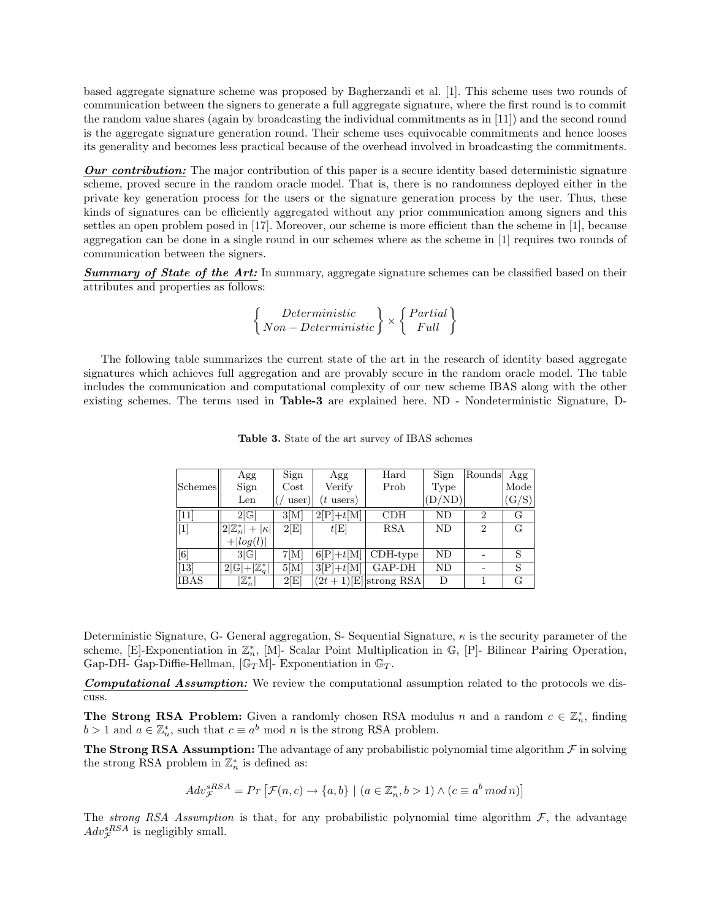based aggregate signature scheme was proposed by Bagherzandi et al. [1]. This scheme uses two rounds of communication between the signers to generate a full aggregate signature, where the first round is to commit the random value shares (again by broadcasting the individual commitments as in [11]) and the second round is the aggregate signature generation round. Their scheme uses equivocable commitments and hence looses its generality and becomes less practical because of the overhead involved in broadcasting the commitments.

***Our contribution:*** The major contribution of this paper is a secure identity based deterministic signature scheme, proved secure in the random oracle model. That is, there is no randomness deployed either in the private key generation process for the users or the signature generation process by the user. Thus, these kinds of signatures can be efficiently aggregated without any prior communication among signers and this settles an open problem posed in [17]. Moreover, our scheme is more efficient than the scheme in [1], because aggregation can be done in a single round in our schemes where as the scheme in [1] requires two rounds of communication between the signers.

***Summary of State of the Art:*** In summary, aggregate signature schemes can be classified based on their attributes and properties as follows:

$$\left\{ \begin{array}{c} Deterministic \\ Non-Deterministic \end{array} \right\} \times \left\{ \begin{array}{c} Partial \\ Full \end{array} \right\}$$

The following table summarizes the current state of the art in the research of identity based aggregate signatures which achieves full aggregation and are provably secure in the random oracle model. The table includes the communication and computational complexity of our new scheme IBAS along with the other existing schemes. The terms used in **Table-3** are explained here. ND - Nondeterministic Signature, D-

**Table 3.** State of the art survey of IBAS schemes

| Schemes | Agg Sign Len | Sign Cost (/ user) | Agg Verify ($t$ users) | Hard Prob | Sign Type (D/ND) | Rounds | Agg Mode (G/S) |
|---|---|---|---|---|---|---|---|
| [11] | $2\vert\mathbb{G}\vert$ | 3[M] | 2[P]+$t$[M] | CDH | ND | 2 | G |
| [1] | $2\vert\mathbb{Z}_n^*\vert + \vert\kappa\vert$ $+\vert log(l)\vert$ | 2[E] | $t$[E] | RSA | ND | 2 | G |
| [6] | $3\vert\mathbb{G}\vert$ | 7[M] | 6[P]+$t$[M] | CDH-type | ND | - | S |
| [13] | $2\vert\mathbb{G}\vert+\vert\mathbb{Z}_q^*\vert$ | 5[M] | 3[P]+$t$[M] | GAP-DH | ND | - | S |
| IBAS | $\vert\mathbb{Z}_n^*\vert$ | 2[E] | $(2t+1)$[E] | strong RSA | D | 1 | G |

Deterministic Signature, G- General aggregation, S- Sequential Signature, $\kappa$ is the security parameter of the scheme, [E]-Exponentiation in $\mathbb{Z}_n^*$, [M]- Scalar Point Multiplication in $\mathbb{G}$, [P]- Bilinear Pairing Operation, Gap-DH- Gap-Diffie-Hellman, [$\mathbb{G}_T$M]- Exponentiation in $\mathbb{G}_T$.

***Computational Assumption:*** We review the computational assumption related to the protocols we discuss.

**The Strong RSA Problem:** Given a randomly chosen RSA modulus $n$ and a random $c \in \mathbb{Z}_n^*$, finding $b > 1$ and $a \in \mathbb{Z}_n^*$, such that $c \equiv a^b \bmod n$ is the strong RSA problem.

**The Strong RSA Assumption:** The advantage of any probabilistic polynomial time algorithm $\mathcal{F}$ in solving the strong RSA problem in $\mathbb{Z}_n^*$ is defined as:

$$Adv_{\mathcal{F}}^{sRSA} = Pr\left[\mathcal{F}(n, c) \rightarrow \{a, b\} \mid (a \in \mathbb{Z}_n^*, b > 1) \wedge (c \equiv a^b \, mod \, n)\right]$$

The *strong RSA Assumption* is that, for any probabilistic polynomial time algorithm $\mathcal{F}$, the advantage $Adv_{\mathcal{F}}^{sRSA}$ is negligibly small.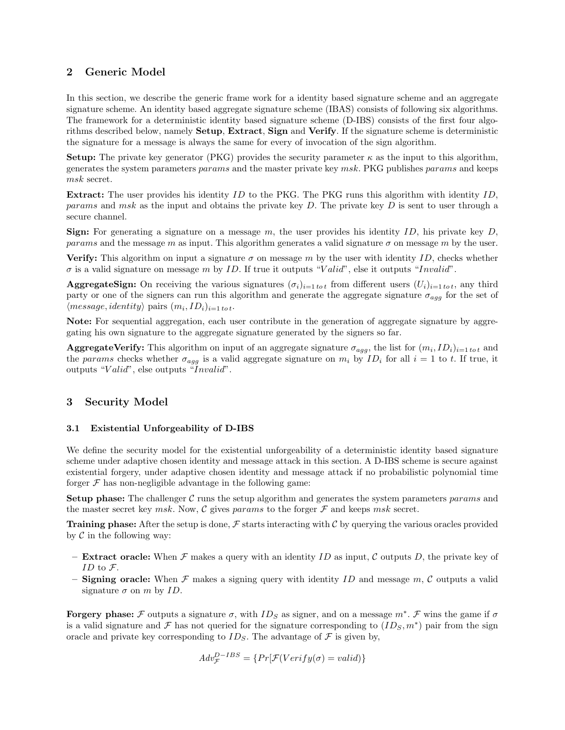## 2 Generic Model

In this section, we describe the generic frame work for a identity based signature scheme and an aggregate signature scheme. An identity based aggregate signature scheme (IBAS) consists of following six algorithms. The framework for a deterministic identity based signature scheme (D-IBS) consists of the first four algorithms described below, namely **Setup**, **Extract**, **Sign** and **Verify**. If the signature scheme is deterministic the signature for a message is always the same for every of invocation of the sign algorithm.

**Setup:** The private key generator (PKG) provides the security parameter $\kappa$ as the input to this algorithm, generates the system parameters *params* and the master private key *msk*. PKG publishes *params* and keeps *msk* secret.

**Extract:** The user provides his identity $ID$ to the PKG. The PKG runs this algorithm with identity $ID$, *params* and *msk* as the input and obtains the private key $D$. The private key $D$ is sent to user through a secure channel.

**Sign:** For generating a signature on a message $m$, the user provides his identity $ID$, his private key $D$, *params* and the message $m$ as input. This algorithm generates a valid signature $\sigma$ on message $m$ by the user.

**Verify:** This algorithm on input a signature $\sigma$ on message $m$ by the user with identity $ID$, checks whether $\sigma$ is a valid signature on message $m$ by $ID$. If true it outputs "$Valid$", else it outputs "$Invalid$".

**AggregateSign:** On receiving the various signatures $(\sigma_i)_{i=1\,to\,t}$ from different users $(U_i)_{i=1\,to\,t}$, any third party or one of the signers can run this algorithm and generate the aggregate signature $\sigma_{agg}$ for the set of $\langle message, identity \rangle$ pairs $(m_i, ID_i)_{i=1\,to\,t}$.

**Note:** For sequential aggregation, each user contribute in the generation of aggregate signature by aggregating his own signature to the aggregate signature generated by the signers so far.

**AggregateVerify:** This algorithm on input of an aggregate signature $\sigma_{agg}$, the list for $(m_i, ID_i)_{i=1\,to\,t}$ and the *params* checks whether $\sigma_{agg}$ is a valid aggregate signature on $m_i$ by $ID_i$ for all $i = 1$ to $t$. If true, it outputs "$Valid$", else outputs "$Invalid$".

## 3 Security Model

### 3.1 Existential Unforgeability of D-IBS

We define the security model for the existential unforgeability of a deterministic identity based signature scheme under adaptive chosen identity and message attack in this section. A D-IBS scheme is secure against existential forgery, under adaptive chosen identity and message attack if no probabilistic polynomial time forger $\mathcal{F}$ has non-negligible advantage in the following game:

**Setup phase:** The challenger $\mathcal{C}$ runs the setup algorithm and generates the system parameters *params* and the master secret key *msk*. Now, $\mathcal{C}$ gives *params* to the forger $\mathcal{F}$ and keeps *msk* secret.

**Training phase:** After the setup is done, $\mathcal{F}$ starts interacting with $\mathcal{C}$ by querying the various oracles provided by $\mathcal{C}$ in the following way:

- **Extract oracle:** When $\mathcal{F}$ makes a query with an identity $ID$ as input, $\mathcal{C}$ outputs $D$, the private key of $ID$ to $\mathcal{F}$.
- **Signing oracle:** When $\mathcal{F}$ makes a signing query with identity $ID$ and message $m$, $\mathcal{C}$ outputs a valid signature $\sigma$ on $m$ by $ID$.

**Forgery phase:** $\mathcal{F}$ outputs a signature $\sigma$, with $ID_S$ as signer, and on a message $m^*$. $\mathcal{F}$ wins the game if $\sigma$ is a valid signature and $\mathcal{F}$ has not queried for the signature corresponding to $(ID_S, m^*)$ pair from the sign oracle and private key corresponding to $ID_S$. The advantage of $\mathcal{F}$ is given by,

$$Adv_{\mathcal{F}}^{D-IBS} = \{Pr[\mathcal{F}(Verify(\sigma) = valid)\}$$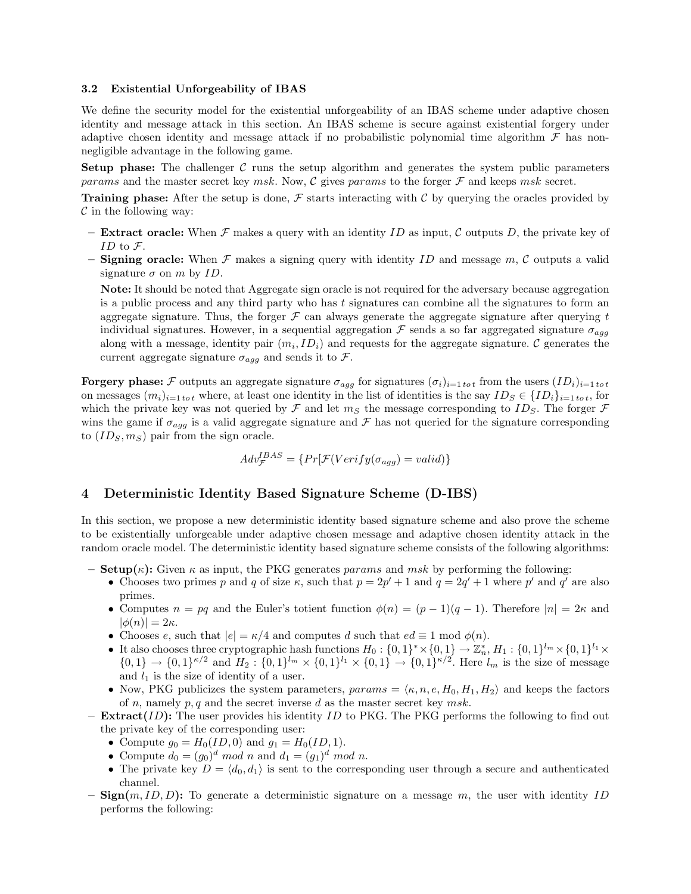### 3.2 Existential Unforgeability of IBAS

We define the security model for the existential unforgeability of an IBAS scheme under adaptive chosen identity and message attack in this section. An IBAS scheme is secure against existential forgery under adaptive chosen identity and message attack if no probabilistic polynomial time algorithm $\mathcal{F}$ has non-negligible advantage in the following game.

**Setup phase:** The challenger $\mathcal{C}$ runs the setup algorithm and generates the system public parameters *params* and the master secret key *msk*. Now, $\mathcal{C}$ gives *params* to the forger $\mathcal{F}$ and keeps *msk* secret.

**Training phase:** After the setup is done, $\mathcal{F}$ starts interacting with $\mathcal{C}$ by querying the oracles provided by $\mathcal{C}$ in the following way:

- **Extract oracle:** When $\mathcal{F}$ makes a query with an identity $ID$ as input, $\mathcal{C}$ outputs $D$, the private key of $ID$ to $\mathcal{F}$.
- **Signing oracle:** When $\mathcal{F}$ makes a signing query with identity $ID$ and message $m$, $\mathcal{C}$ outputs a valid signature $\sigma$ on $m$ by $ID$.

  **Note:** It should be noted that Aggregate sign oracle is not required for the adversary because aggregation is a public process and any third party who has $t$ signatures can combine all the signatures to form an aggregate signature. Thus, the forger $\mathcal{F}$ can always generate the aggregate signature after querying $t$ individual signatures. However, in a sequential aggregation $\mathcal{F}$ sends a so far aggregated signature $\sigma_{agg}$ along with a message, identity pair $(m_i, ID_i)$ and requests for the aggregate signature. $\mathcal{C}$ generates the current aggregate signature $\sigma_{agg}$ and sends it to $\mathcal{F}$.

**Forgery phase:** $\mathcal{F}$ outputs an aggregate signature $\sigma_{agg}$ for signatures $(\sigma_i)_{i=1\,to\,t}$ from the users $(ID_i)_{i=1\,to\,t}$ on messages $(m_i)_{i=1\,to\,t}$ where, at least one identity in the list of identities is the say $ID_S \in \{ID_i\}_{i=1\,to\,t}$, for which the private key was not queried by $\mathcal{F}$ and let $m_S$ the message corresponding to $ID_S$. The forger $\mathcal{F}$ wins the game if $\sigma_{agg}$ is a valid aggregate signature and $\mathcal{F}$ has not queried for the signature corresponding to $(ID_S, m_S)$ pair from the sign oracle.

$$Adv_{\mathcal{F}}^{IBAS} = \{Pr[\mathcal{F}(Verify(\sigma_{agg}) = valid)\}$$

## 4 Deterministic Identity Based Signature Scheme (D-IBS)

In this section, we propose a new deterministic identity based signature scheme and also prove the scheme to be existentially unforgeable under adaptive chosen message and adaptive chosen identity attack in the random oracle model. The deterministic identity based signature scheme consists of the following algorithms:

- **Setup($\kappa$):** Given $\kappa$ as input, the PKG generates *params* and *msk* by performing the following:
  - Chooses two primes $p$ and $q$ of size $\kappa$, such that $p = 2p' + 1$ and $q = 2q' + 1$ where $p'$ and $q'$ are also primes.
  - Computes $n = pq$ and the Euler's totient function $\phi(n) = (p-1)(q-1)$. Therefore $|n| = 2\kappa$ and $|\phi(n)| = 2\kappa$.
  - Chooses $e$, such that $|e| = \kappa/4$ and computes $d$ such that $ed \equiv 1 \bmod \phi(n)$.
  - It also chooses three cryptographic hash functions $H_0 : \{0,1\}^* \times \{0,1\} \rightarrow \mathbb{Z}_n^*$, $H_1 : \{0,1\}^{l_m} \times \{0,1\}^{l_1} \times \{0,1\} \rightarrow \{0,1\}^{\kappa/2}$ and $H_2 : \{0,1\}^{l_m} \times \{0,1\}^{l_1} \times \{0,1\} \rightarrow \{0,1\}^{\kappa/2}$. Here $l_m$ is the size of message and $l_1$ is the size of identity of a user.
  - Now, PKG publicizes the system parameters, $params = \langle \kappa, n, e, H_0, H_1, H_2 \rangle$ and keeps the factors of $n$, namely $p, q$ and the secret inverse $d$ as the master secret key $msk$.
- **Extract($ID$):** The user provides his identity $ID$ to PKG. The PKG performs the following to find out the private key of the corresponding user:
  - Compute $g_0 = H_0(ID, 0)$ and $g_1 = H_0(ID, 1)$.
  - Compute $d_0 = (g_0)^d \bmod n$ and $d_1 = (g_1)^d \bmod n$.
  - The private key $D = \langle d_0, d_1 \rangle$ is sent to the corresponding user through a secure and authenticated channel.
- **Sign($m, ID, D$):** To generate a deterministic signature on a message $m$, the user with identity $ID$ performs the following: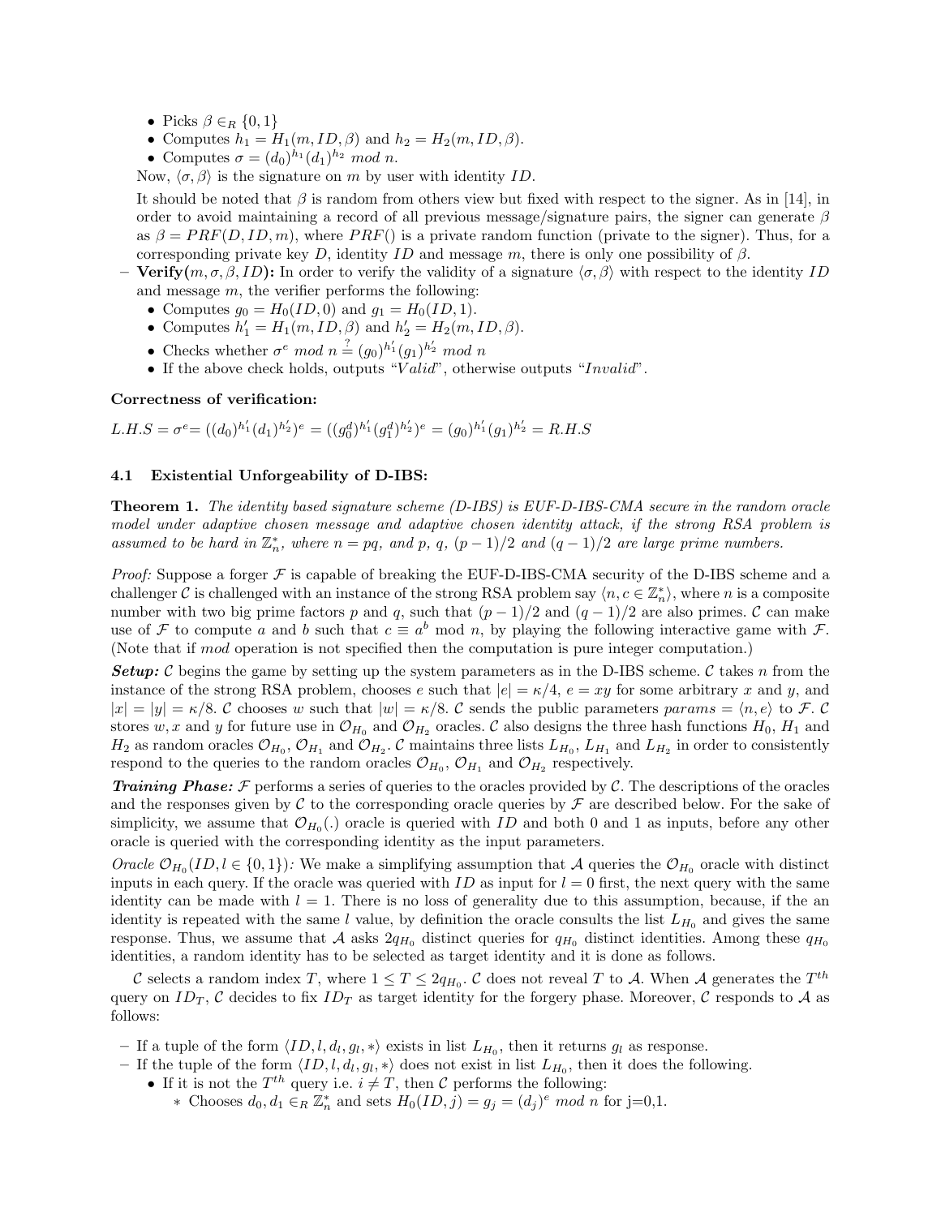- Picks $\beta \in_R \{0,1\}$
- Computes $h_1 = H_1(m, ID, \beta)$ and $h_2 = H_2(m, ID, \beta)$.
- Computes $\sigma = (d_0)^{h_1}(d_1)^{h_2} \ mod \ n$.

Now, $\langle \sigma, \beta \rangle$ is the signature on $m$ by user with identity $ID$.

It should be noted that $\beta$ is random from others view but fixed with respect to the signer. As in [14], in order to avoid maintaining a record of all previous message/signature pairs, the signer can generate $\beta$ as $\beta = PRF(D, ID, m)$, where $PRF()$ is a private random function (private to the signer). Thus, for a corresponding private key $D$, identity $ID$ and message $m$, there is only one possibility of $\beta$.

- **Verify**$(m, \sigma, \beta, ID)$**:** In order to verify the validity of a signature $\langle \sigma, \beta \rangle$ with respect to the identity $ID$ and message $m$, the verifier performs the following:
  - Computes $g_0 = H_0(ID, 0)$ and $g_1 = H_0(ID, 1)$.
  - Computes $h_1' = H_1(m, ID, \beta)$ and $h_2' = H_2(m, ID, \beta)$.
  - Checks whether $\sigma^e \ mod \ n \stackrel{?}{=} (g_0)^{h_1'}(g_1)^{h_2'} \ mod \ n$
  - If the above check holds, outputs "*Valid*", otherwise outputs "*Invalid*".

**Correctness of verification:**

$$L.H.S = \sigma^e = ((d_0)^{h_1'}(d_1)^{h_2'})^e = ((g_0^d)^{h_1'}(g_1^d)^{h_2'})^e = (g_0)^{h_1'}(g_1)^{h_2'} = R.H.S$$

### 4.1 Existential Unforgeability of D-IBS:

**Theorem 1.** *The identity based signature scheme (D-IBS) is EUF-D-IBS-CMA secure in the random oracle model under adaptive chosen message and adaptive chosen identity attack, if the strong RSA problem is assumed to be hard in $\mathbb{Z}_n^*$, where $n = pq$, and $p$, $q$, $(p-1)/2$ and $(q-1)/2$ are large prime numbers.*

*Proof:* Suppose a forger $\mathcal{F}$ is capable of breaking the EUF-D-IBS-CMA security of the D-IBS scheme and a challenger $\mathcal{C}$ is challenged with an instance of the strong RSA problem say $\langle n, c \in \mathbb{Z}_n^* \rangle$, where $n$ is a composite number with two big prime factors $p$ and $q$, such that $(p-1)/2$ and $(q-1)/2$ are also primes. $\mathcal{C}$ can make use of $\mathcal{F}$ to compute $a$ and $b$ such that $c \equiv a^b \bmod n$, by playing the following interactive game with $\mathcal{F}$. (Note that if *mod* operation is not specified then the computation is pure integer computation.)

***Setup:*** $\mathcal{C}$ begins the game by setting up the system parameters as in the D-IBS scheme. $\mathcal{C}$ takes $n$ from the instance of the strong RSA problem, chooses $e$ such that $|e| = \kappa/4$, $e = xy$ for some arbitrary $x$ and $y$, and $|x| = |y| = \kappa/8$. $\mathcal{C}$ chooses $w$ such that $|w| = \kappa/8$. $\mathcal{C}$ sends the public parameters $params = \langle n, e \rangle$ to $\mathcal{F}$. $\mathcal{C}$ stores $w, x$ and $y$ for future use in $\mathcal{O}_{H_0}$ and $\mathcal{O}_{H_2}$ oracles. $\mathcal{C}$ also designs the three hash functions $H_0$, $H_1$ and $H_2$ as random oracles $\mathcal{O}_{H_0}$, $\mathcal{O}_{H_1}$ and $\mathcal{O}_{H_2}$. $\mathcal{C}$ maintains three lists $L_{H_0}$, $L_{H_1}$ and $L_{H_2}$ in order to consistently respond to the queries to the random oracles $\mathcal{O}_{H_0}$, $\mathcal{O}_{H_1}$ and $\mathcal{O}_{H_2}$ respectively.

***Training Phase:*** $\mathcal{F}$ performs a series of queries to the oracles provided by $\mathcal{C}$. The descriptions of the oracles and the responses given by $\mathcal{C}$ to the corresponding oracle queries by $\mathcal{F}$ are described below. For the sake of simplicity, we assume that $\mathcal{O}_{H_0}(.)$ oracle is queried with $ID$ and both 0 and 1 as inputs, before any other oracle is queried with the corresponding identity as the input parameters.

*Oracle $\mathcal{O}_{H_0}(ID, l \in \{0,1\})$:* We make a simplifying assumption that $\mathcal{A}$ queries the $\mathcal{O}_{H_0}$ oracle with distinct inputs in each query. If the oracle was queried with $ID$ as input for $l = 0$ first, the next query with the same identity can be made with $l = 1$. There is no loss of generality due to this assumption, because, if the an identity is repeated with the same $l$ value, by definition the oracle consults the list $L_{H_0}$ and gives the same response. Thus, we assume that $\mathcal{A}$ asks $2q_{H_0}$ distinct queries for $q_{H_0}$ distinct identities. Among these $q_{H_0}$ identities, a random identity has to be selected as target identity and it is done as follows.

$\mathcal{C}$ selects a random index $T$, where $1 \le T \le 2q_{H_0}$. $\mathcal{C}$ does not reveal $T$ to $\mathcal{A}$. When $\mathcal{A}$ generates the $T^{th}$ query on $ID_T$, $\mathcal{C}$ decides to fix $ID_T$ as target identity for the forgery phase. Moreover, $\mathcal{C}$ responds to $\mathcal{A}$ as follows:

- If a tuple of the form $\langle ID, l, d_l, g_l, * \rangle$ exists in list $L_{H_0}$, then it returns $g_l$ as response.
- If the tuple of the form $\langle ID, l, d_l, g_l, * \rangle$ does not exist in list $L_{H_0}$, then it does the following.
  - If it is not the $T^{th}$ query i.e. $i \neq T$, then $\mathcal{C}$ performs the following:
    - Chooses $d_0, d_1 \in_R \mathbb{Z}_n^*$ and sets $H_0(ID, j) = g_j = (d_j)^e \ mod \ n$ for j=0,1.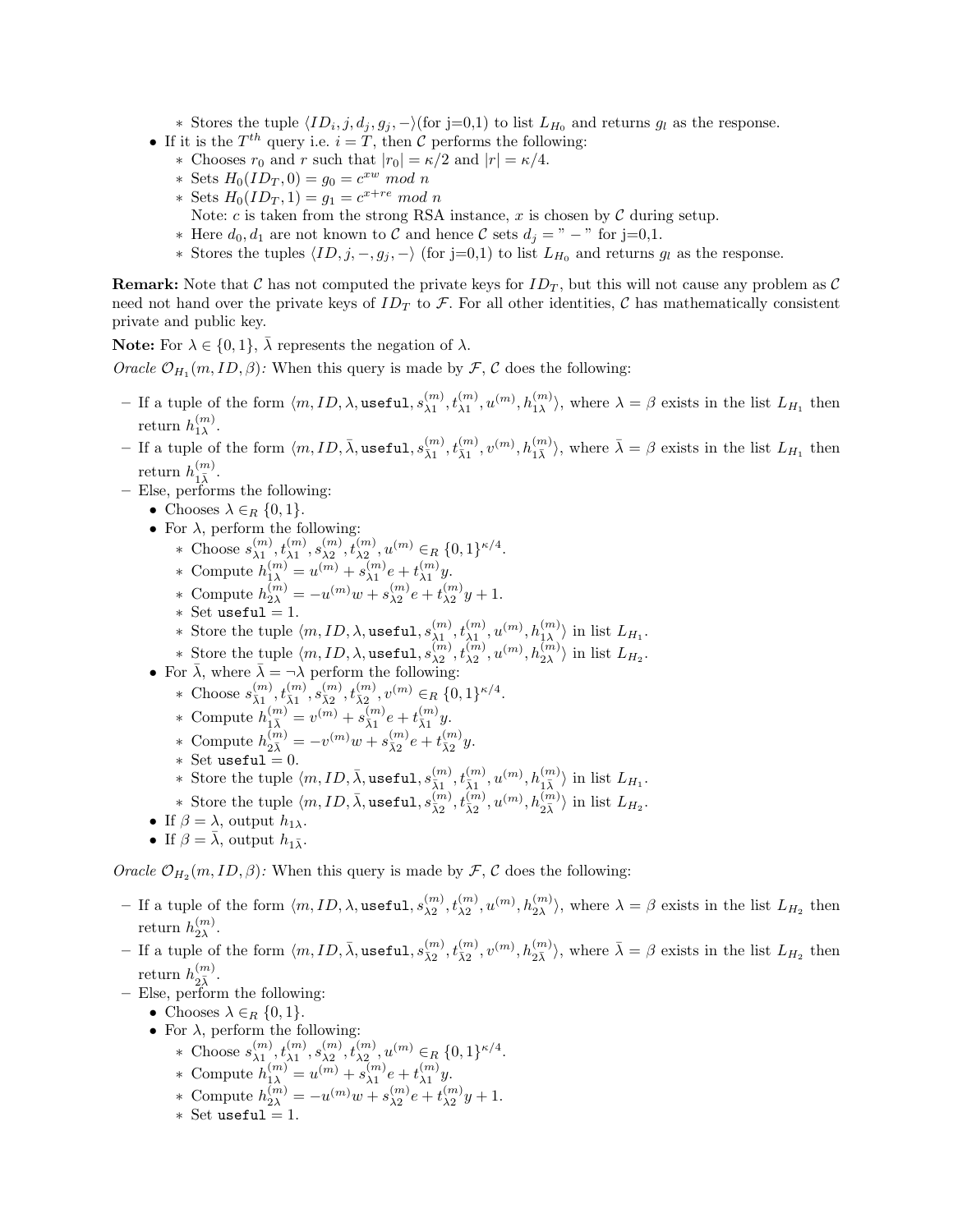- Stores the tuple $\langle ID_i, j, d_j, g_j, - \rangle$(for j=0,1) to list $L_{H_0}$ and returns $g_l$ as the response.
- If it is the $T^{th}$ query i.e. $i = T$, then $\mathcal{C}$ performs the following:
  - Chooses $r_0$ and $r$ such that $|r_0| = \kappa/2$ and $|r| = \kappa/4$.
  - Sets $H_0(ID_T, 0) = g_0 = c^{xw} \ mod \ n$
  - Sets $H_0(ID_T, 1) = g_1 = c^{x+re} \ mod \ n$
    Note: $c$ is taken from the strong RSA instance, $x$ is chosen by $\mathcal{C}$ during setup.
  - Here $d_0, d_1$ are not known to $\mathcal{C}$ and hence $\mathcal{C}$ sets $d_j =$ " $-$ " for j=0,1.
  - Stores the tuples $\langle ID, j, -, g_j, - \rangle$ (for j=0,1) to list $L_{H_0}$ and returns $g_l$ as the response.

**Remark:** Note that $\mathcal{C}$ has not computed the private keys for $ID_T$, but this will not cause any problem as $\mathcal{C}$ need not hand over the private keys of $ID_T$ to $\mathcal{F}$. For all other identities, $\mathcal{C}$ has mathematically consistent private and public key.

**Note:** For $\lambda \in \{0,1\}$, $\bar{\lambda}$ represents the negation of $\lambda$.

*Oracle* $\mathcal{O}_{H_1}(m, ID, \beta)$*:* When this query is made by $\mathcal{F}$, $\mathcal{C}$ does the following:

- If a tuple of the form $\langle m, ID, \lambda, \texttt{useful}, s_{\lambda 1}^{(m)}, t_{\lambda 1}^{(m)}, u^{(m)}, h_{1\lambda}^{(m)} \rangle$, where $\lambda = \beta$ exists in the list $L_{H_1}$ then return $h_{1\lambda}^{(m)}$.
- If a tuple of the form $\langle m, ID, \bar{\lambda}, \texttt{useful}, s_{\bar{\lambda} 1}^{(m)}, t_{\bar{\lambda} 1}^{(m)}, v^{(m)}, h_{1\bar{\lambda}}^{(m)} \rangle$, where $\bar{\lambda} = \beta$ exists in the list $L_{H_1}$ then return $h_{1\bar{\lambda}}^{(m)}$.
- Else, performs the following:
  - Chooses $\lambda \in_R \{0,1\}$.
  - For $\lambda$, perform the following:
    - Choose $s_{\lambda 1}^{(m)}, t_{\lambda 1}^{(m)}, s_{\lambda 2}^{(m)}, t_{\lambda 2}^{(m)}, u^{(m)} \in_R \{0,1\}^{\kappa/4}$.
    - Compute $h_{1\lambda}^{(m)} = u^{(m)} + s_{\lambda 1}^{(m)} e + t_{\lambda 1}^{(m)} y$.
    - Compute $h_{2\lambda}^{(m)} = -u^{(m)} w + s_{\lambda 2}^{(m)} e + t_{\lambda 2}^{(m)} y + 1$.
    - Set $\texttt{useful} = 1$.
    - Store the tuple $\langle m, ID, \lambda, \texttt{useful}, s_{\lambda 1}^{(m)}, t_{\lambda 1}^{(m)}, u^{(m)}, h_{1\lambda}^{(m)} \rangle$ in list $L_{H_1}$.
    - Store the tuple $\langle m, ID, \lambda, \texttt{useful}, s_{\lambda 2}^{(m)}, t_{\lambda 2}^{(m)}, u^{(m)}, h_{2\lambda}^{(m)} \rangle$ in list $L_{H_2}$.
  - For $\bar{\lambda}$, where $\bar{\lambda} = \neg\lambda$ perform the following:
    - Choose $s_{\bar{\lambda} 1}^{(m)}, t_{\bar{\lambda} 1}^{(m)}, s_{\bar{\lambda} 2}^{(m)}, t_{\bar{\lambda} 2}^{(m)}, v^{(m)} \in_R \{0,1\}^{\kappa/4}$.
    - Compute $h_{1\bar{\lambda}}^{(m)} = v^{(m)} + s_{\bar{\lambda} 1}^{(m)} e + t_{\bar{\lambda} 1}^{(m)} y$.
    - Compute $h_{2\bar{\lambda}}^{(m)} = -v^{(m)} w + s_{\bar{\lambda} 2}^{(m)} e + t_{\bar{\lambda} 2}^{(m)} y$.
    - Set $\texttt{useful} = 0$.
    - Store the tuple $\langle m, ID, \bar{\lambda}, \texttt{useful}, s_{\bar{\lambda} 1}^{(m)}, t_{\bar{\lambda} 1}^{(m)}, u^{(m)}, h_{1\bar{\lambda}}^{(m)} \rangle$ in list $L_{H_1}$.
    - Store the tuple $\langle m, ID, \bar{\lambda}, \texttt{useful}, s_{\bar{\lambda} 2}^{(m)}, t_{\bar{\lambda} 2}^{(m)}, u^{(m)}, h_{2\bar{\lambda}}^{(m)} \rangle$ in list $L_{H_2}$.
  - If $\beta = \lambda$, output $h_{1\lambda}$.
  - If $\beta = \bar{\lambda}$, output $h_{1\bar{\lambda}}$.

*Oracle* $\mathcal{O}_{H_2}(m, ID, \beta)$*:* When this query is made by $\mathcal{F}$, $\mathcal{C}$ does the following:

- If a tuple of the form $\langle m, ID, \lambda, \texttt{useful}, s_{\lambda 2}^{(m)}, t_{\lambda 2}^{(m)}, u^{(m)}, h_{2\lambda}^{(m)} \rangle$, where $\lambda = \beta$ exists in the list $L_{H_2}$ then return $h_{2\lambda}^{(m)}$.
- If a tuple of the form $\langle m, ID, \bar{\lambda}, \texttt{useful}, s_{\bar{\lambda} 2}^{(m)}, t_{\bar{\lambda} 2}^{(m)}, v^{(m)}, h_{2\bar{\lambda}}^{(m)} \rangle$, where $\bar{\lambda} = \beta$ exists in the list $L_{H_2}$ then return $h_{2\bar{\lambda}}^{(m)}$.
- Else, perform the following:
  - Chooses $\lambda \in_R \{0,1\}$.
  - For $\lambda$, perform the following:
    - Choose $s_{\lambda 1}^{(m)}, t_{\lambda 1}^{(m)}, s_{\lambda 2}^{(m)}, t_{\lambda 2}^{(m)}, u^{(m)} \in_R \{0,1\}^{\kappa/4}$.
    - Compute $h_{1\lambda}^{(m)} = u^{(m)} + s_{\lambda 1}^{(m)} e + t_{\lambda 1}^{(m)} y$.
    - Compute $h_{2\lambda}^{(m)} = -u^{(m)} w + s_{\lambda 2}^{(m)} e + t_{\lambda 2}^{(m)} y + 1$.
    - Set $\texttt{useful} = 1$.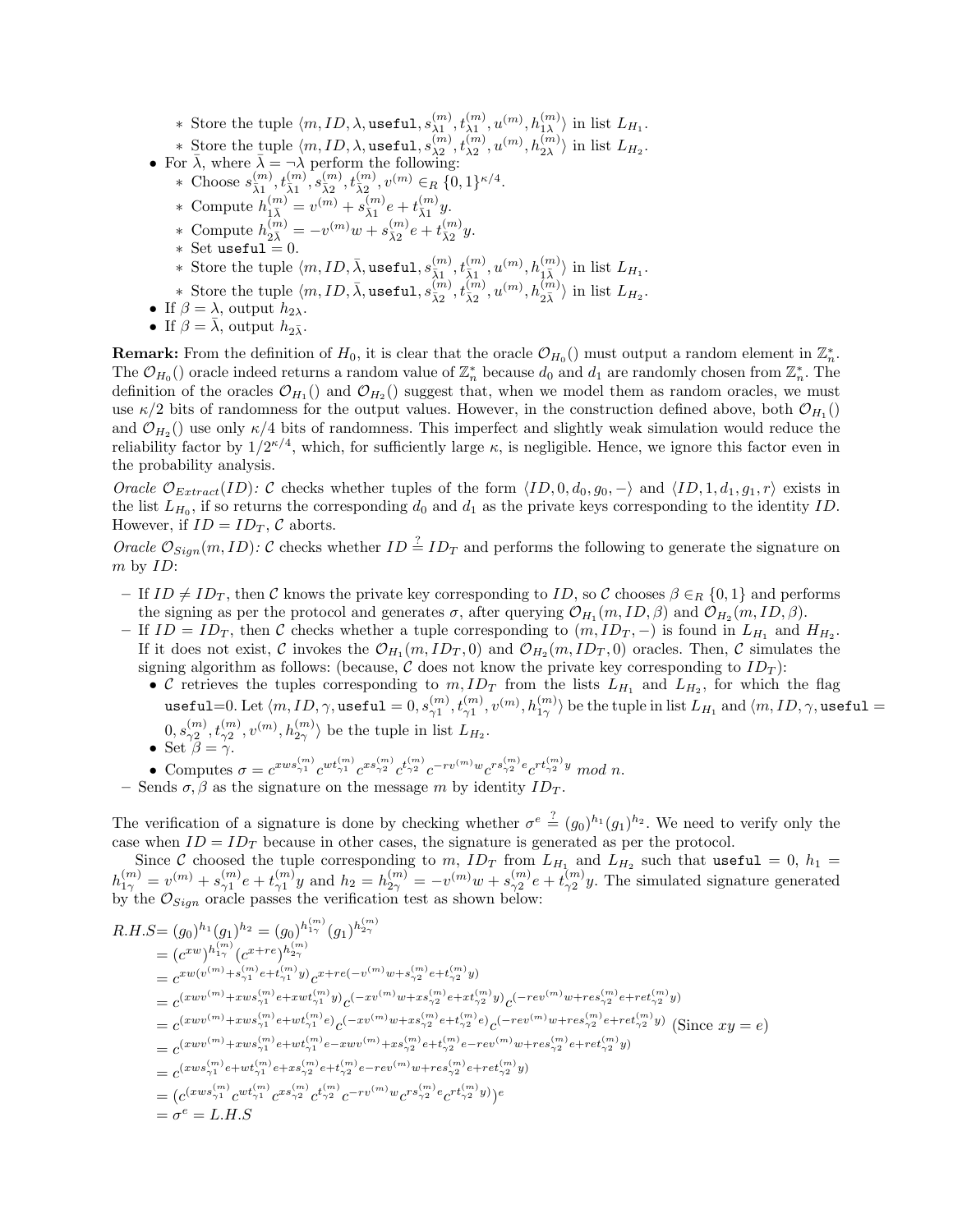* Store the tuple $\langle m, ID, \lambda, \texttt{useful}, s^{(m)}_{\lambda 1}, t^{(m)}_{\lambda 1}, u^{(m)}, h^{(m)}_{1\lambda} \rangle$ in list $L_{H_1}$.
  * Store the tuple $\langle m, ID, \lambda, \texttt{useful}, s^{(m)}_{\lambda 2}, t^{(m)}_{\lambda 2}, u^{(m)}, h^{(m)}_{2\lambda} \rangle$ in list $L_{H_2}$.
- For $\bar{\lambda}$, where $\bar{\lambda} = \neg\lambda$ perform the following:
  * Choose $s^{(m)}_{\bar{\lambda}1}, t^{(m)}_{\bar{\lambda}1}, s^{(m)}_{\bar{\lambda}2}, t^{(m)}_{\bar{\lambda}2}, v^{(m)} \in_R \{0,1\}^{\kappa/4}$.
  * Compute $h^{(m)}_{1\bar{\lambda}} = v^{(m)} + s^{(m)}_{\bar{\lambda}1} e + t^{(m)}_{\bar{\lambda}1} y$.
  * Compute $h^{(m)}_{2\bar{\lambda}} = -v^{(m)} w + s^{(m)}_{\bar{\lambda}2} e + t^{(m)}_{\bar{\lambda}2} y$.
  * Set $\texttt{useful} = 0$.
  * Store the tuple $\langle m, ID, \bar{\lambda}, \texttt{useful}, s^{(m)}_{\bar{\lambda}1}, t^{(m)}_{\bar{\lambda}1}, u^{(m)}, h^{(m)}_{1\bar{\lambda}} \rangle$ in list $L_{H_1}$.
  * Store the tuple $\langle m, ID, \bar{\lambda}, \texttt{useful}, s^{(m)}_{\bar{\lambda}2}, t^{(m)}_{\bar{\lambda}2}, u^{(m)}, h^{(m)}_{2\bar{\lambda}} \rangle$ in list $L_{H_2}$.
- If $\beta = \lambda$, output $h_{2\lambda}$.
- If $\beta = \bar{\lambda}$, output $h_{2\bar{\lambda}}$.

**Remark:** From the definition of $H_0$, it is clear that the oracle $\mathcal{O}_{H_0}()$ must output a random element in $\mathbb{Z}^*_n$. The $\mathcal{O}_{H_0}()$ oracle indeed returns a random value of $\mathbb{Z}^*_n$ because $d_0$ and $d_1$ are randomly chosen from $\mathbb{Z}^*_n$. The definition of the oracles $\mathcal{O}_{H_1}()$ and $\mathcal{O}_{H_2}()$ suggest that, when we model them as random oracles, we must use $\kappa/2$ bits of randomness for the output values. However, in the construction defined above, both $\mathcal{O}_{H_1}()$ and $\mathcal{O}_{H_2}()$ use only $\kappa/4$ bits of randomness. This imperfect and slightly weak simulation would reduce the reliability factor by $1/2^{\kappa/4}$, which, for sufficiently large $\kappa$, is negligible. Hence, we ignore this factor even in the probability analysis.

*Oracle $\mathcal{O}_{Extract}(ID)$:* $\mathcal{C}$ checks whether tuples of the form $\langle ID, 0, d_0, g_0, - \rangle$ and $\langle ID, 1, d_1, g_1, r \rangle$ exists in the list $L_{H_0}$, if so returns the corresponding $d_0$ and $d_1$ as the private keys corresponding to the identity $ID$. However, if $ID = ID_T$, $\mathcal{C}$ aborts.

*Oracle $\mathcal{O}_{Sign}(m, ID)$:* $\mathcal{C}$ checks whether $ID \stackrel{?}{=} ID_T$ and performs the following to generate the signature on $m$ by $ID$:

- If $ID \neq ID_T$, then $\mathcal{C}$ knows the private key corresponding to $ID$, so $\mathcal{C}$ chooses $\beta \in_R \{0,1\}$ and performs the signing as per the protocol and generates $\sigma$, after querying $\mathcal{O}_{H_1}(m, ID, \beta)$ and $\mathcal{O}_{H_2}(m, ID, \beta)$.
- If $ID = ID_T$, then $\mathcal{C}$ checks whether a tuple corresponding to $(m, ID_T, -)$ is found in $L_{H_1}$ and $H_{H_2}$. If it does not exist, $\mathcal{C}$ invokes the $\mathcal{O}_{H_1}(m, ID_T, 0)$ and $\mathcal{O}_{H_2}(m, ID_T, 0)$ oracles. Then, $\mathcal{C}$ simulates the signing algorithm as follows: (because, $\mathcal{C}$ does not know the private key corresponding to $ID_T$):
  - $\mathcal{C}$ retrieves the tuples corresponding to $m, ID_T$ from the lists $L_{H_1}$ and $L_{H_2}$, for which the flag $\texttt{useful}$=0. Let $\langle m, ID, \gamma, \texttt{useful} = 0, s^{(m)}_{\gamma 1}, t^{(m)}_{\gamma 1}, v^{(m)}, h^{(m)}_{1\gamma} \rangle$ be the tuple in list $L_{H_1}$ and $\langle m, ID, \gamma, \texttt{useful} = 0, s^{(m)}_{\gamma 2}, t^{(m)}_{\gamma 2}, v^{(m)}, h^{(m)}_{2\gamma} \rangle$ be the tuple in list $L_{H_2}$.
  - Set $\beta = \gamma$.
  - Computes $\sigma = c^{xws^{(m)}_{\gamma 1}} c^{wt^{(m)}_{\gamma 1}} c^{xs^{(m)}_{\gamma 2}} c^{t^{(m)}_{\gamma 2}} c^{-rv^{(m)}w} c^{rs^{(m)}_{\gamma 2} e} c^{rt^{(m)}_{\gamma 2} y} \; mod \; n$.
- Sends $\sigma, \beta$ as the signature on the message $m$ by identity $ID_T$.

The verification of a signature is done by checking whether $\sigma^e \stackrel{?}{=} (g_0)^{h_1}(g_1)^{h_2}$. We need to verify only the case when $ID = ID_T$ because in other cases, the signature is generated as per the protocol.

Since $\mathcal{C}$ choosed the tuple corresponding to $m$, $ID_T$ from $L_{H_1}$ and $L_{H_2}$ such that $\texttt{useful} = 0$, $h_1 = h^{(m)}_{1\gamma} = v^{(m)} + s^{(m)}_{\gamma 1} e + t^{(m)}_{\gamma 1} y$ and $h_2 = h^{(m)}_{2\gamma} = -v^{(m)} w + s^{(m)}_{\gamma 2} e + t^{(m)}_{\gamma 2} y$. The simulated signature generated by the $\mathcal{O}_{Sign}$ oracle passes the verification test as shown below:

$$
\begin{aligned}
R.H.S &= (g_0)^{h_1}(g_1)^{h_2} = (g_0)^{h^{(m)}_{1\gamma}} (g_1)^{h^{(m)}_{2\gamma}} \\
&= (c^{xw})^{h^{(m)}_{1\gamma}} (c^{x+re})^{h^{(m)}_{2\gamma}} \\
&= c^{xw(v^{(m)} + s^{(m)}_{\gamma 1} e + t^{(m)}_{\gamma 1} y)} c^{x+re(-v^{(m)}w + s^{(m)}_{\gamma 2} e + t^{(m)}_{\gamma 2} y)} \\
&= c^{(xwv^{(m)} + xws^{(m)}_{\gamma 1} e + xwt^{(m)}_{\gamma 1} y)} c^{(-xv^{(m)}w + xs^{(m)}_{\gamma 2} e + xt^{(m)}_{\gamma 2} y)} c^{(-rev^{(m)}w + res^{(m)}_{\gamma 2} e + ret^{(m)}_{\gamma 2} y)} \\
&= c^{(xwv^{(m)} + xws^{(m)}_{\gamma 1} e + wt^{(m)}_{\gamma 1} e)} c^{(-xv^{(m)}w + xs^{(m)}_{\gamma 2} e + t^{(m)}_{\gamma 2} e)} c^{(-rev^{(m)}w + res^{(m)}_{\gamma 2} e + ret^{(m)}_{\gamma 2} y)} \text{ (Since } xy = e) \\
&= c^{(xwv^{(m)} + xws^{(m)}_{\gamma 1} e + wt^{(m)}_{\gamma 1} e - xwv^{(m)} + xs^{(m)}_{\gamma 2} e + t^{(m)}_{\gamma 2} e - rev^{(m)}w + res^{(m)}_{\gamma 2} e + ret^{(m)}_{\gamma 2} y)} \\
&= c^{(xws^{(m)}_{\gamma 1} e + wt^{(m)}_{\gamma 1} e + xs^{(m)}_{\gamma 2} e + t^{(m)}_{\gamma 2} e - rev^{(m)}w + res^{(m)}_{\gamma 2} e + ret^{(m)}_{\gamma 2} y)} \\
&= (c^{(xws^{(m)}_{\gamma 1}} c^{wt^{(m)}_{\gamma 1}} c^{xs^{(m)}_{\gamma 2}} c^{t^{(m)}_{\gamma 2}} c^{-rv^{(m)}w} c^{rs^{(m)}_{\gamma 2} e} c^{rt^{(m)}_{\gamma 2} y)})^e \\
&= \sigma^e = L.H.S
\end{aligned}
$$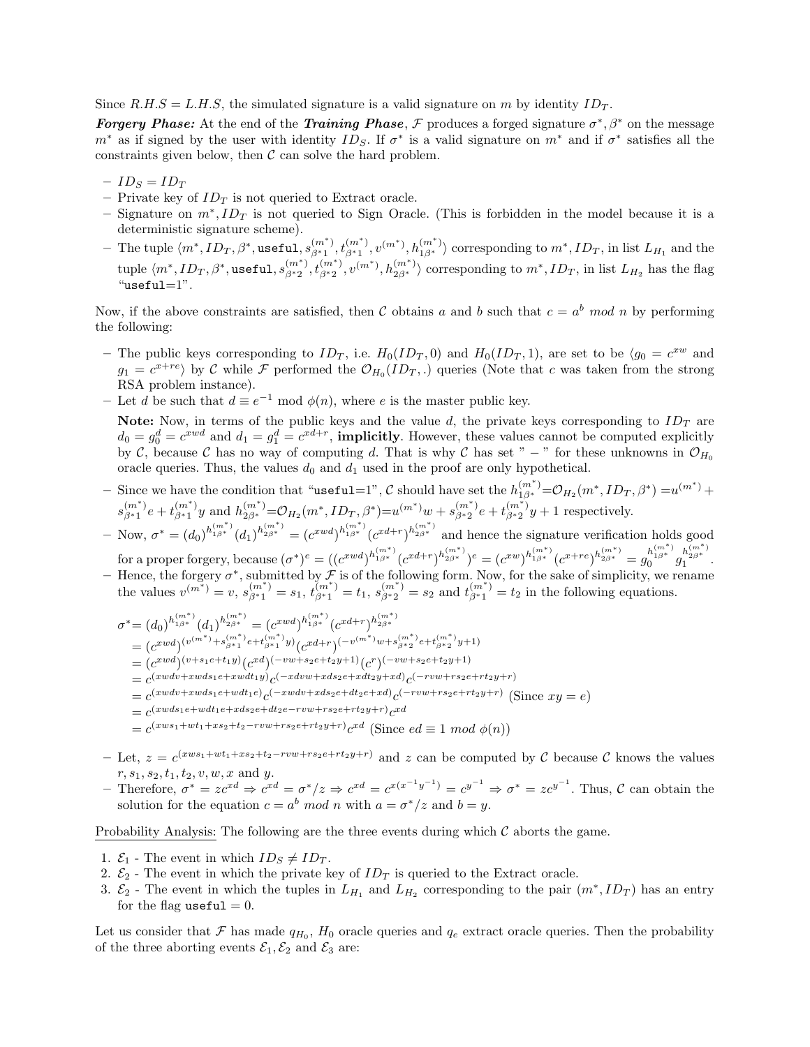Since $R.H.S = L.H.S$, the simulated signature is a valid signature on $m$ by identity $ID_T$.

***Forgery Phase:*** At the end of the ***Training Phase***, $\mathcal{F}$ produces a forged signature $\sigma^*, \beta^*$ on the message $m^*$ as if signed by the user with identity $ID_S$. If $\sigma^*$ is a valid signature on $m^*$ and if $\sigma^*$ satisfies all the constraints given below, then $\mathcal{C}$ can solve the hard problem.

- $ID_S = ID_T$
- Private key of $ID_T$ is not queried to Extract oracle.
- Signature on $m^*, ID_T$ is not queried to Sign Oracle. (This is forbidden in the model because it is a deterministic signature scheme).
- The tuple $\langle m^*, ID_T, \beta^*, \texttt{useful}, s_{\beta^*1}^{(m^*)}, t_{\beta^*1}^{(m^*)}, v^{(m^*)}, h_{1\beta^*}^{(m^*)} \rangle$ corresponding to $m^*, ID_T$, in list $L_{H_1}$ and the tuple $\langle m^*, ID_T, \beta^*, \texttt{useful}, s_{\beta^*2}^{(m^*)}, t_{\beta^*2}^{(m^*)}, v^{(m^*)}, h_{2\beta^*}^{(m^*)} \rangle$ corresponding to $m^*, ID_T$, in list $L_{H_2}$ has the flag "useful=1".

Now, if the above constraints are satisfied, then $\mathcal{C}$ obtains $a$ and $b$ such that $c = a^b \ mod \ n$ by performing the following:

- The public keys corresponding to $ID_T$, i.e. $H_0(ID_T, 0)$ and $H_0(ID_T, 1)$, are set to be $\langle g_0 = c^{xw}$ and $g_1 = c^{x+re} \rangle$ by $\mathcal{C}$ while $\mathcal{F}$ performed the $\mathcal{O}_{H_0}(ID_T, .)$ queries (Note that $c$ was taken from the strong RSA problem instance).
- Let $d$ be such that $d \equiv e^{-1} \bmod \phi(n)$, where $e$ is the master public key.

  **Note:** Now, in terms of the public keys and the value $d$, the private keys corresponding to $ID_T$ are $d_0 = g_0^d = c^{xwd}$ and $d_1 = g_1^d = c^{xd+r}$, **implicitly**. However, these values cannot be computed explicitly by $\mathcal{C}$, because $\mathcal{C}$ has no way of computing $d$. That is why $\mathcal{C}$ has set " $-$ " for these unknowns in $\mathcal{O}_{H_0}$ oracle queries. Thus, the values $d_0$ and $d_1$ used in the proof are only hypothetical.
- Since we have the condition that "useful=1", $\mathcal{C}$ should have set the $h_{1\beta^*}^{(m^*)} = \mathcal{O}_{H_2}(m^*, ID_T, \beta^*) = u^{(m^*)} + s_{\beta^*1}^{(m^*)} e + t_{\beta^*1}^{(m^*)} y$ and $h_{2\beta^*}^{(m^*)} = \mathcal{O}_{H_2}(m^*, ID_T, \beta^*) = u^{(m^*)} w + s_{\beta^*2}^{(m^*)} e + t_{\beta^*2}^{(m^*)} y + 1$ respectively.
- Now, $\sigma^* = (d_0)^{h_{1\beta^*}^{(m^*)}} (d_1)^{h_{2\beta^*}^{(m^*)}} = (c^{xwd})^{h_{1\beta^*}^{(m^*)}} (c^{xd+r})^{h_{2\beta^*}^{(m^*)}}$ and hence the signature verification holds good for a proper forgery, because $(\sigma^*)^e = ((c^{xwd})^{h_{1\beta^*}^{(m^*)}} (c^{xd+r})^{h_{2\beta^*}^{(m^*)}})^e = (c^{xw})^{h_{1\beta^*}^{(m^*)}} (c^{x+re})^{h_{2\beta^*}^{(m^*)}} = g_0^{h_{1\beta^*}^{(m^*)}} g_1^{h_{2\beta^*}^{(m^*)}}$.
- Hence, the forgery $\sigma^*$, submitted by $\mathcal{F}$ is of the following form. Now, for the sake of simplicity, we rename the values $v^{(m^*)} = v$, $s_{\beta^*1}^{(m^*)} = s_1$, $t_{\beta^*1}^{(m^*)} = t_1$, $s_{\beta^*2}^{(m^*)} = s_2$ and $t_{\beta^*1}^{(m^*)} = t_2$ in the following equations.

$$
\begin{aligned}
\sigma^* &= (d_0)^{h_{1\beta^*}^{(m^*)}} (d_1)^{h_{2\beta^*}^{(m^*)}} = (c^{xwd})^{h_{1\beta^*}^{(m^*)}} (c^{xd+r})^{h_{2\beta^*}^{(m^*)}} \\
&= (c^{xwd})^{(v^{(m^*)} + s_{\beta^*1}^{(m^*)} e + t_{\beta^*1}^{(m^*)} y)} (c^{xd+r})^{(-v^{(m^*)} w + s_{\beta^*2}^{(m^*)} e + t_{\beta^*2}^{(m^*)} y + 1)} \\
&= (c^{xwd})^{(v + s_1 e + t_1 y)} (c^{xd})^{(-vw + s_2 e + t_2 y + 1)} (c^r)^{(-vw + s_2 e + t_2 y + 1)} \\
&= c^{(xwdv + xwds_1 e + xwdt_1 y)} c^{(-xdvw + xds_2 e + xdt_2 y + xd)} c^{(-rvw + rs_2 e + rt_2 y + r)} \\
&= c^{(xwdv + xwds_1 e + wdt_1 e)} c^{(-xwdv + xds_2 e + dt_2 e + xd)} c^{(-rvw + rs_2 e + rt_2 y + r)} \text{ (Since } xy = e) \\
&= c^{(xwds_1 e + wdt_1 e + xds_2 e + dt_2 e - rvw + rs_2 e + rt_2 y + r)} c^{xd} \\
&= c^{(xws_1 + wt_1 + xs_2 + t_2 - rvw + rs_2 e + rt_2 y + r)} c^{xd} \text{ (Since } ed \equiv 1 \ mod \ \phi(n))
\end{aligned}
$$

- Let, $z = c^{(xws_1 + wt_1 + xs_2 + t_2 - rvw + rs_2 e + rt_2 y + r)}$ and $z$ can be computed by $\mathcal{C}$ because $\mathcal{C}$ knows the values $r, s_1, s_2, t_1, t_2, v, w, x$ and $y$.
- Therefore, $\sigma^* = zc^{xd} \Rightarrow c^{xd} = \sigma^*/z \Rightarrow c^{xd} = c^{x(x^{-1}y^{-1})} = c^{y^{-1}} \Rightarrow \sigma^* = zc^{y^{-1}}$. Thus, $\mathcal{C}$ can obtain the solution for the equation $c = a^b \ mod \ n$ with $a = \sigma^*/z$ and $b = y$.

Probability Analysis: The following are the three events during which $\mathcal{C}$ aborts the game.

1. $\mathcal{E}_1$ - The event in which $ID_S \neq ID_T$.
2. $\mathcal{E}_2$ - The event in which the private key of $ID_T$ is queried to the Extract oracle.
3. $\mathcal{E}_2$ - The event in which the tuples in $L_{H_1}$ and $L_{H_2}$ corresponding to the pair $(m^*, ID_T)$ has an entry for the flag useful = 0.

Let us consider that $\mathcal{F}$ has made $q_{H_0}$, $H_0$ oracle queries and $q_e$ extract oracle queries. Then the probability of the three aborting events $\mathcal{E}_1, \mathcal{E}_2$ and $\mathcal{E}_3$ are: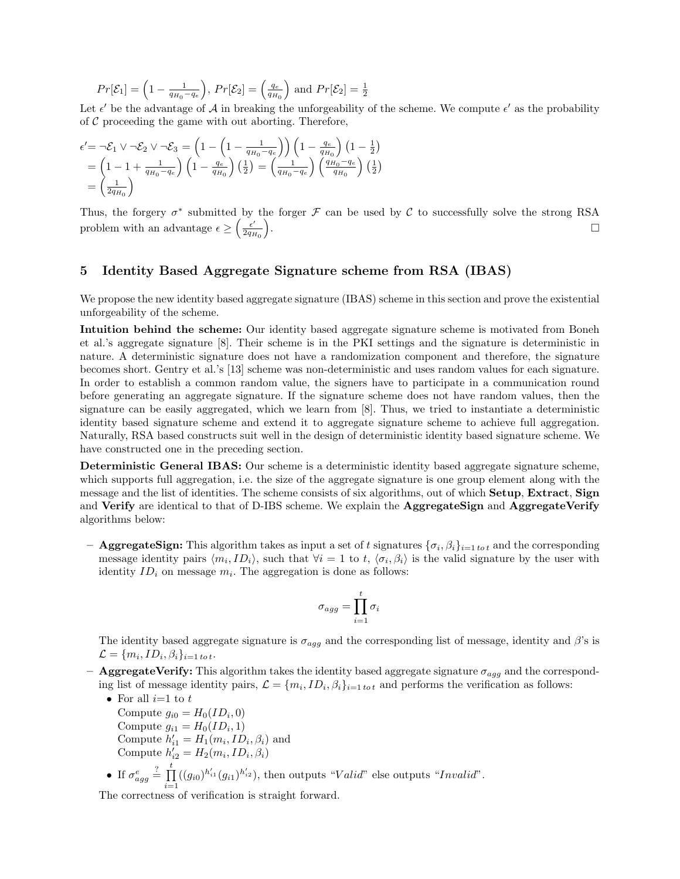$Pr[\mathcal{E}_1] = \left(1 - \frac{1}{q_{H_0} - q_e}\right)$, $Pr[\mathcal{E}_2] = \left(\frac{q_e}{q_{H_0}}\right)$ and $Pr[\mathcal{E}_2] = \frac{1}{2}$

Let $\epsilon'$ be the advantage of $\mathcal{A}$ in breaking the unforgeability of the scheme. We compute $\epsilon'$ as the probability of $\mathcal{C}$ proceeding the game with out aborting. Therefore,

$$
\begin{aligned}
\epsilon' &= \neg\mathcal{E}_1 \vee \neg\mathcal{E}_2 \vee \neg\mathcal{E}_3 = \left(1 - \left(1 - \frac{1}{q_{H_0} - q_e}\right)\right)\left(1 - \frac{q_e}{q_{H_0}}\right)\left(1 - \frac{1}{2}\right) \\
&= \left(1 - 1 + \frac{1}{q_{H_0} - q_e}\right)\left(1 - \frac{q_e}{q_{H_0}}\right)\left(\frac{1}{2}\right) = \left(\frac{1}{q_{H_0} - q_e}\right)\left(\frac{q_{H_0} - q_e}{q_{H_0}}\right)\left(\frac{1}{2}\right) \\
&= \left(\frac{1}{2q_{H_0}}\right)
\end{aligned}
$$

Thus, the forgery $\sigma^*$ submitted by the forger $\mathcal{F}$ can be used by $\mathcal{C}$ to successfully solve the strong RSA problem with an advantage $\epsilon \geq \left(\frac{\epsilon'}{2q_{H_0}}\right)$. □

## 5 Identity Based Aggregate Signature scheme from RSA (IBAS)

We propose the new identity based aggregate signature (IBAS) scheme in this section and prove the existential unforgeability of the scheme.

**Intuition behind the scheme:** Our identity based aggregate signature scheme is motivated from Boneh et al.'s aggregate signature [8]. Their scheme is in the PKI settings and the signature is deterministic in nature. A deterministic signature does not have a randomization component and therefore, the signature becomes short. Gentry et al.'s [13] scheme was non-deterministic and uses random values for each signature. In order to establish a common random value, the signers have to participate in a communication round before generating an aggregate signature. If the signature scheme does not have random values, then the signature can be easily aggregated, which we learn from [8]. Thus, we tried to instantiate a deterministic identity based signature scheme and extend it to aggregate signature scheme to achieve full aggregation. Naturally, RSA based constructs suit well in the design of deterministic identity based signature scheme. We have constructed one in the preceding section.

**Deterministic General IBAS:** Our scheme is a deterministic identity based aggregate signature scheme, which supports full aggregation, i.e. the size of the aggregate signature is one group element along with the message and the list of identities. The scheme consists of six algorithms, out of which **Setup**, **Extract**, **Sign** and **Verify** are identical to that of D-IBS scheme. We explain the **AggregateSign** and **AggregateVerify** algorithms below:

- **AggregateSign:** This algorithm takes as input a set of $t$ signatures $\{\sigma_i, \beta_i\}_{i=1\,to\,t}$ and the corresponding message identity pairs $\langle m_i, ID_i\rangle$, such that $\forall i = 1$ to $t$, $\langle \sigma_i, \beta_i\rangle$ is the valid signature by the user with identity $ID_i$ on message $m_i$. The aggregation is done as follows:

$$\sigma_{agg} = \prod_{i=1}^{t} \sigma_i$$

  The identity based aggregate signature is $\sigma_{agg}$ and the corresponding list of message, identity and $\beta$'s is $\mathcal{L} = \{m_i, ID_i, \beta_i\}_{i=1\,to\,t}$.

- **AggregateVerify:** This algorithm takes the identity based aggregate signature $\sigma_{agg}$ and the corresponding list of message identity pairs, $\mathcal{L} = \{m_i, ID_i, \beta_i\}_{i=1\,to\,t}$ and performs the verification as follows:
  - For all $i$=1 to $t$
    Compute $g_{i0} = H_0(ID_i, 0)$
    Compute $g_{i1} = H_0(ID_i, 1)$
    Compute $h'_{i1} = H_1(m_i, ID_i, \beta_i)$ and
    Compute $h'_{i2} = H_2(m_i, ID_i, \beta_i)$
  - If $\sigma^e_{agg} \stackrel{?}{=} \prod_{i=1}^{t} ((g_{i0})^{h'_{i1}}(g_{i1})^{h'_{i2}})$, then outputs "$Valid$" else outputs "$Invalid$".

  The correctness of verification is straight forward.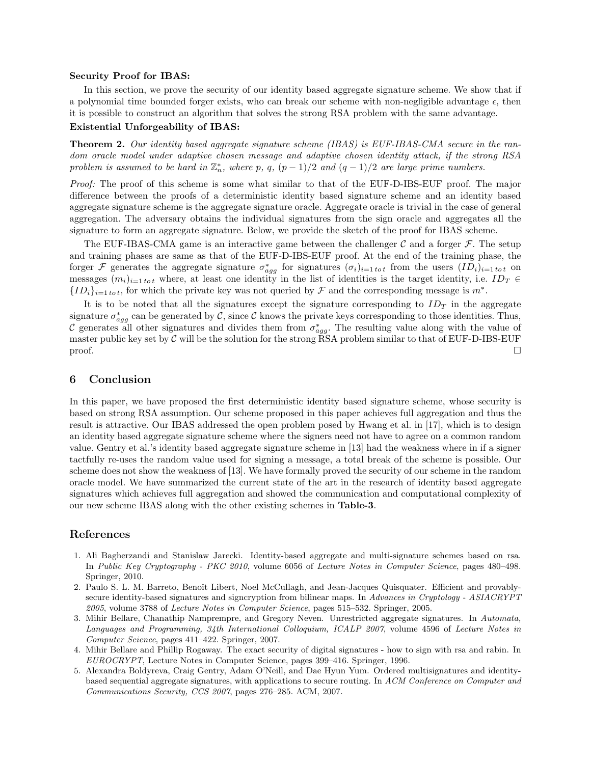**Security Proof for IBAS:**

In this section, we prove the security of our identity based aggregate signature scheme. We show that if a polynomial time bounded forger exists, who can break our scheme with non-negligible advantage $\epsilon$, then it is possible to construct an algorithm that solves the strong RSA problem with the same advantage.

**Existential Unforgeability of IBAS:**

**Theorem 2.** *Our identity based aggregate signature scheme (IBAS) is EUF-IBAS-CMA secure in the random oracle model under adaptive chosen message and adaptive chosen identity attack, if the strong RSA problem is assumed to be hard in $\mathbb{Z}_n^*$, where $p$, $q$, $(p-1)/2$ and $(q-1)/2$ are large prime numbers.*

*Proof:* The proof of this scheme is some what similar to that of the EUF-D-IBS-EUF proof. The major difference between the proofs of a deterministic identity based signature scheme and an identity based aggregate signature scheme is the aggregate signature oracle. Aggregate oracle is trivial in the case of general aggregation. The adversary obtains the individual signatures from the sign oracle and aggregates all the signature to form an aggregate signature. Below, we provide the sketch of the proof for IBAS scheme.

The EUF-IBAS-CMA game is an interactive game between the challenger $\mathcal{C}$ and a forger $\mathcal{F}$. The setup and training phases are same as that of the EUF-D-IBS-EUF proof. At the end of the training phase, the forger $\mathcal{F}$ generates the aggregate signature $\sigma^*_{agg}$ for signatures $(\sigma_i)_{i=1\,to\,t}$ from the users $(ID_i)_{i=1\,to\,t}$ on messages $(m_i)_{i=1\,to\,t}$ where, at least one identity in the list of identities is the target identity, i.e. $ID_T \in \{ID_i\}_{i=1\,to\,t}$, for which the private key was not queried by $\mathcal{F}$ and the corresponding message is $m^*$.

It is to be noted that all the signatures except the signature corresponding to $ID_T$ in the aggregate signature $\sigma^*_{agg}$ can be generated by $\mathcal{C}$, since $\mathcal{C}$ knows the private keys corresponding to those identities. Thus, $\mathcal{C}$ generates all other signatures and divides them from $\sigma^*_{agg}$. The resulting value along with the value of master public key set by $\mathcal{C}$ will be the solution for the strong RSA problem similar to that of EUF-D-IBS-EUF proof. □

## 6 Conclusion

In this paper, we have proposed the first deterministic identity based signature scheme, whose security is based on strong RSA assumption. Our scheme proposed in this paper achieves full aggregation and thus the result is attractive. Our IBAS addressed the open problem posed by Hwang et al. in [17], which is to design an identity based aggregate signature scheme where the signers need not have to agree on a common random value. Gentry et al.'s identity based aggregate signature scheme in [13] had the weakness where in if a signer tactfully re-uses the random value used for signing a message, a total break of the scheme is possible. Our scheme does not show the weakness of [13]. We have formally proved the security of our scheme in the random oracle model. We have summarized the current state of the art in the research of identity based aggregate signatures which achieves full aggregation and showed the communication and computational complexity of our new scheme IBAS along with the other existing schemes in **Table-3**.

## References

1. Ali Bagherzandi and Stanislaw Jarecki. Identity-based aggregate and multi-signature schemes based on rsa. In *Public Key Cryptography - PKC 2010*, volume 6056 of *Lecture Notes in Computer Science*, pages 480–498. Springer, 2010.
2. Paulo S. L. M. Barreto, Benoît Libert, Noel McCullagh, and Jean-Jacques Quisquater. Efficient and provably-secure identity-based signatures and signcryption from bilinear maps. In *Advances in Cryptology - ASIACRYPT 2005*, volume 3788 of *Lecture Notes in Computer Science*, pages 515–532. Springer, 2005.
3. Mihir Bellare, Chanathip Namprempre, and Gregory Neven. Unrestricted aggregate signatures. In *Automata, Languages and Programming, 34th International Colloquium, ICALP 2007*, volume 4596 of *Lecture Notes in Computer Science*, pages 411–422. Springer, 2007.
4. Mihir Bellare and Phillip Rogaway. The exact security of digital signatures - how to sign with rsa and rabin. In *EUROCRYPT*, Lecture Notes in Computer Science, pages 399–416. Springer, 1996.
5. Alexandra Boldyreva, Craig Gentry, Adam O'Neill, and Dae Hyun Yum. Ordered multisignatures and identity-based sequential aggregate signatures, with applications to secure routing. In *ACM Conference on Computer and Communications Security, CCS 2007*, pages 276–285. ACM, 2007.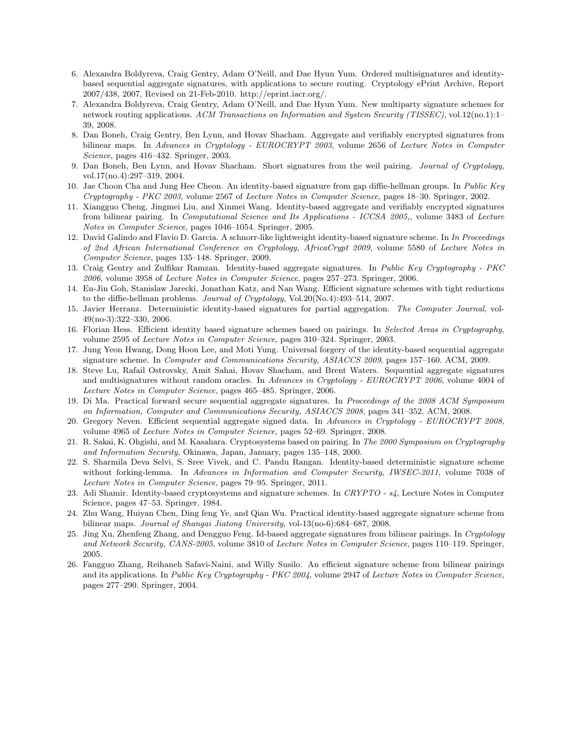6. Alexandra Boldyreva, Craig Gentry, Adam O'Neill, and Dae Hyun Yum. Ordered multisignatures and identity-based sequential aggregate signatures, with applications to secure routing. Cryptology ePrint Archive, Report 2007/438, 2007, Revised on 21-Feb-2010. http://eprint.iacr.org/.
7. Alexandra Boldyreva, Craig Gentry, Adam O'Neill, and Dae Hyun Yum. New multiparty signature schemes for network routing applications. *ACM Transactions on Information and System Security (TISSEC)*, vol.12(no.1):1–39, 2008.
8. Dan Boneh, Craig Gentry, Ben Lynn, and Hovav Shacham. Aggregate and verifiably encrypted signatures from bilinear maps. In *Advances in Cryptology - EUROCRYPT 2003*, volume 2656 of *Lecture Notes in Computer Science*, pages 416–432. Springer, 2003.
9. Dan Boneh, Ben Lynn, and Hovav Shacham. Short signatures from the weil pairing. *Journal of Cryptology*, vol.17(no.4):297–319, 2004.
10. Jae Choon Cha and Jung Hee Cheon. An identity-based signature from gap diffie-hellman groups. In *Public Key Cryptography - PKC 2003*, volume 2567 of *Lecture Notes in Computer Science*, pages 18–30. Springer, 2002.
11. Xiangguo Cheng, Jingmei Liu, and Xinmei Wang. Identity-based aggregate and verifiably encrypted signatures from bilinear pairing. In *Computational Science and Its Applications - ICCSA 2005,*, volume 3483 of *Lecture Notes in Computer Science*, pages 1046–1054. Springer, 2005.
12. David Galindo and Flavio D. Garcia. A schnorr-like lightweight identity-based signature scheme. In *In Proceedings of 2nd African International Conference on Cryptology, AfricaCrypt 2009*, volume 5580 of *Lecture Notes in Computer Science*, pages 135–148. Springer, 2009.
13. Craig Gentry and Zulfikar Ramzan. Identity-based aggregate signatures. In *Public Key Cryptography - PKC 2006*, volume 3958 of *Lecture Notes in Computer Science*, pages 257–273. Springer, 2006.
14. Eu-Jin Goh, Stanislaw Jarecki, Jonathan Katz, and Nan Wang. Efficient signature schemes with tight reductions to the diffie-hellman problems. *Journal of Cryptology*, Vol.20(No.4):493–514, 2007.
15. Javier Herranz. Deterministic identity-based signatures for partial aggregation. *The Computer Journal*, vol-49(no-3):322–330, 2006.
16. Florian Hess. Efficient identity based signature schemes based on pairings. In *Selected Areas in Cryptography*, volume 2595 of *Lecture Notes in Computer Science*, pages 310–324. Springer, 2003.
17. Jung Yeon Hwang, Dong Hoon Lee, and Moti Yung. Universal forgery of the identity-based sequential aggregate signature scheme. In *Computer and Communications Security, ASIACCS 2009*, pages 157–160. ACM, 2009.
18. Steve Lu, Rafail Ostrovsky, Amit Sahai, Hovav Shacham, and Brent Waters. Sequential aggregate signatures and multisignatures without random oracles. In *Advances in Cryptology - EUROCRYPT 2006*, volume 4004 of *Lecture Notes in Computer Science*, pages 465–485. Springer, 2006.
19. Di Ma. Practical forward secure sequential aggregate signatures. In *Proceedings of the 2008 ACM Symposium on Information, Computer and Communications Security, ASIACCS 2008*, pages 341–352. ACM, 2008.
20. Gregory Neven. Efficient sequential aggregate signed data. In *Advances in Cryptology - EUROCRYPT 2008*, volume 4965 of *Lecture Notes in Computer Science*, pages 52–69. Springer, 2008.
21. R. Sakai, K. Ohgishi, and M. Kasahara. Cryptosystems based on pairing. In *The 2000 Symposium on Cryptography and Information Security*, Okinawa, Japan, January, pages 135–148, 2000.
22. S. Sharmila Deva Selvi, S. Sree Vivek, and C. Pandu Rangan. Identity-based deterministic signature scheme without forking-lemma. In *Advances in Information and Computer Security, IWSEC-2011*, volume 7038 of *Lecture Notes in Computer Science*, pages 79–95. Springer, 2011.
23. Adi Shamir. Identity-based cryptosystems and signature schemes. In *CRYPTO - s4*, Lecture Notes in Computer Science, pages 47–53. Springer, 1984.
24. Zhu Wang, Huiyan Chen, Ding feng Ye, and Qian Wu. Practical identity-based aggregate signature scheme from bilinear maps. *Journal of Shangai Jiatong University*, vol-13(no-6):684–687, 2008.
25. Jing Xu, Zhenfeng Zhang, and Dengguo Feng. Id-based aggregate signatures from bilinear pairings. In *Cryptology and Network Security, CANS-2005*, volume 3810 of *Lecture Notes in Computer Science*, pages 110–119. Springer, 2005.
26. Fangguo Zhang, Reihaneh Safavi-Naini, and Willy Susilo. An efficient signature scheme from bilinear pairings and its applications. In *Public Key Cryptography - PKC 2004*, volume 2947 of *Lecture Notes in Computer Science*, pages 277–290. Springer, 2004.